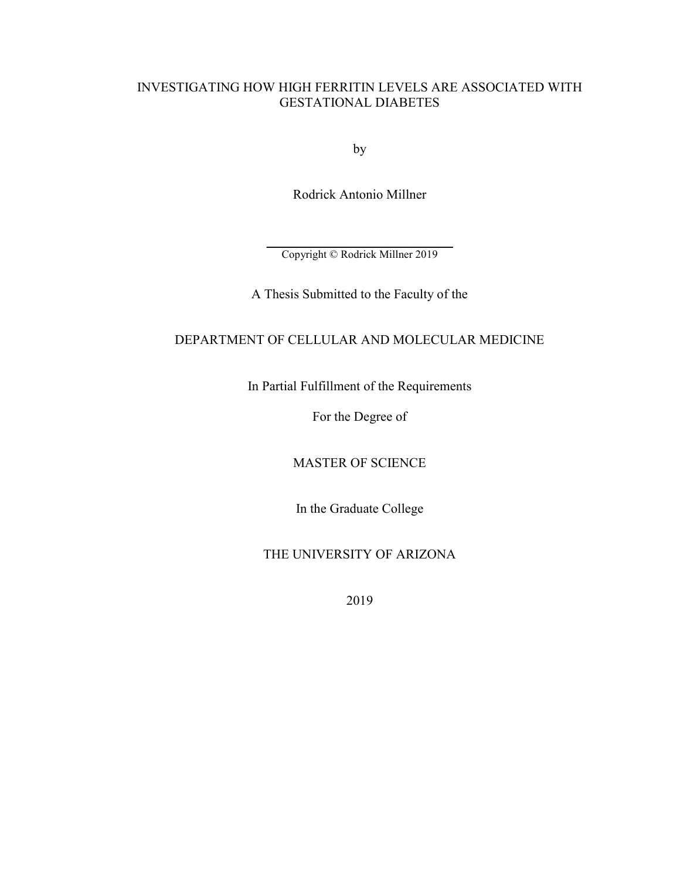# INVESTIGATING HOW HIGH FERRITIN LEVELS ARE ASSOCIATED WITH GESTATIONAL DIABETES

by

Rodrick Antonio Millner

---

Copyright © Rodrick Millner 2019

A Thesis Submitted to the Faculty of the

DEPARTMENT OF CELLULAR AND MOLECULAR MEDICINE

In Partial Fulfillment of the Requirements

For the Degree of

MASTER OF SCIENCE

In the Graduate College

THE UNIVERSITY OF ARIZONA

2019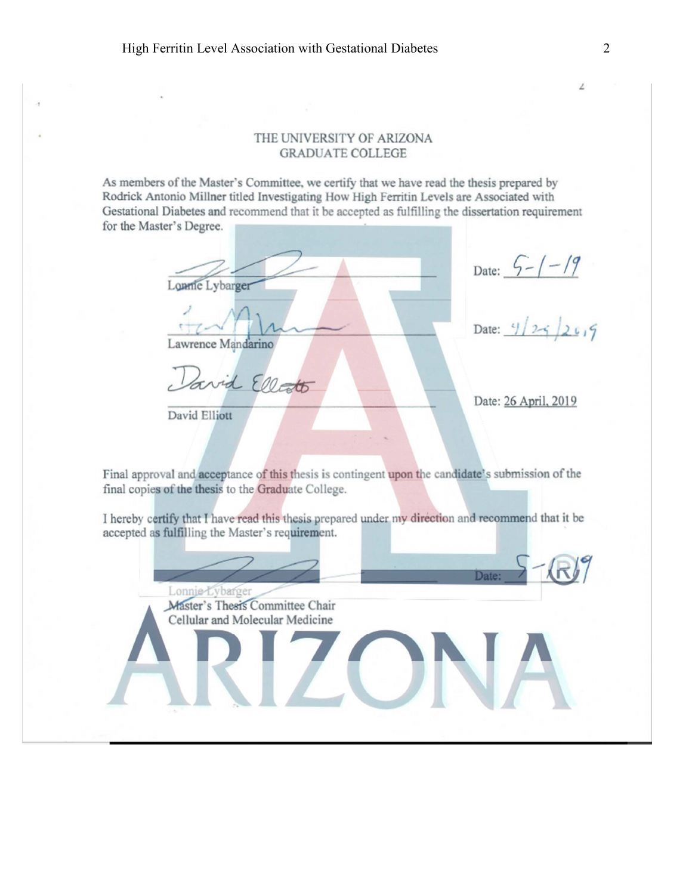THE UNIVERSITY OF ARIZONA
GRADUATE COLLEGE

As members of the Master's Committee, we certify that we have read the thesis prepared by Rodrick Antonio Millner titled Investigating How High Ferritin Levels are Associated with Gestational Diabetes and recommend that it be accepted as fulfilling the dissertation requirement for the Master's Degree.

_________________________ Date: 5-1-19
Lonnie Lybarger

_________________________ Date: 4/29/2019
Lawrence Mandarino

_________________________ Date: 26 April, 2019
David Elliott

Final approval and acceptance of this thesis is contingent upon the candidate's submission of the final copies of the thesis to the Graduate College.

I hereby certify that I have read this thesis prepared under my direction and recommend that it be accepted as fulfilling the Master's requirement.

_________________________ Date: 5-1-19
Lonnie Lybarger
Master's Thesis Committee Chair
Cellular and Molecular Medicine

ARIZONA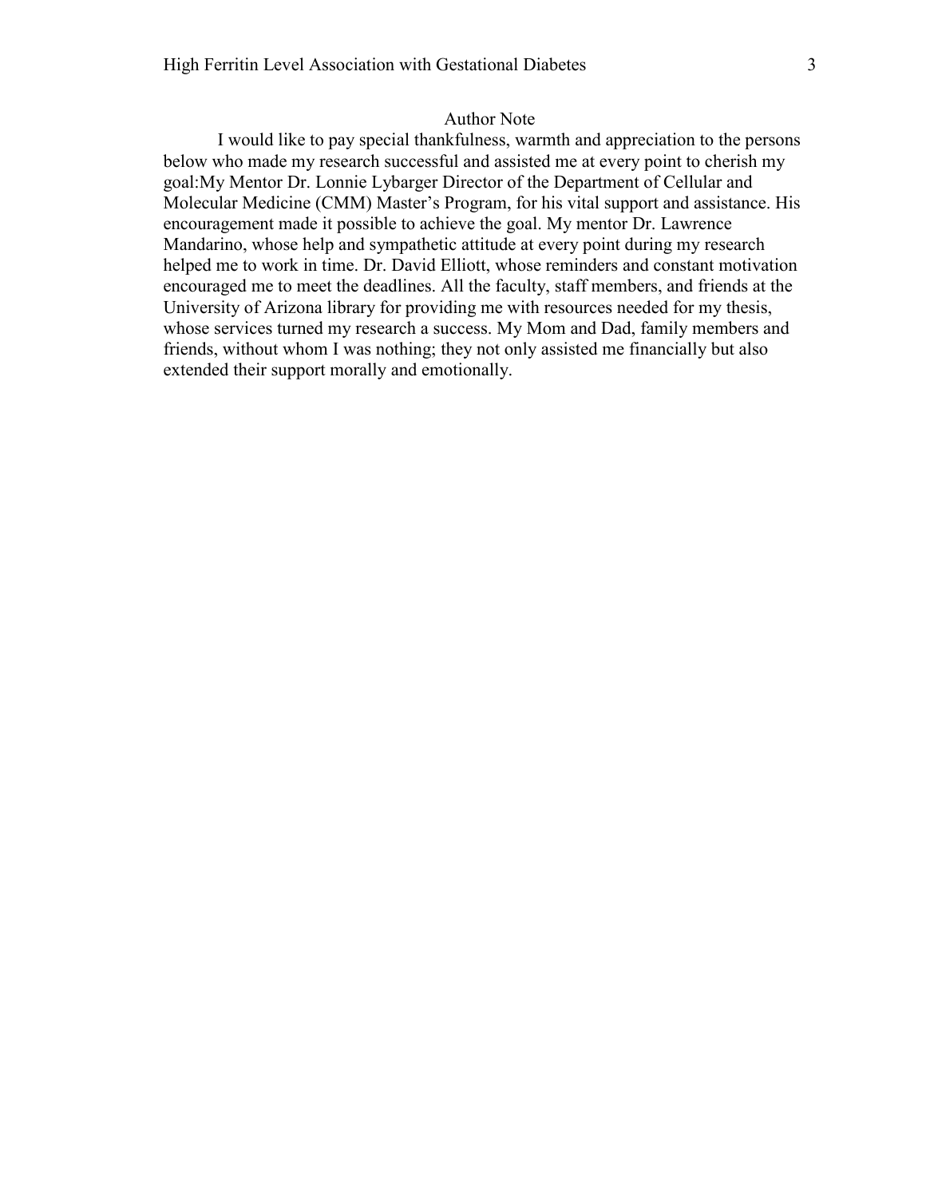## Author Note

I would like to pay special thankfulness, warmth and appreciation to the persons below who made my research successful and assisted me at every point to cherish my goal:My Mentor Dr. Lonnie Lybarger Director of the Department of Cellular and Molecular Medicine (CMM) Master's Program, for his vital support and assistance. His encouragement made it possible to achieve the goal. My mentor Dr. Lawrence Mandarino, whose help and sympathetic attitude at every point during my research helped me to work in time. Dr. David Elliott, whose reminders and constant motivation encouraged me to meet the deadlines. All the faculty, staff members, and friends at the University of Arizona library for providing me with resources needed for my thesis, whose services turned my research a success. My Mom and Dad, family members and friends, without whom I was nothing; they not only assisted me financially but also extended their support morally and emotionally.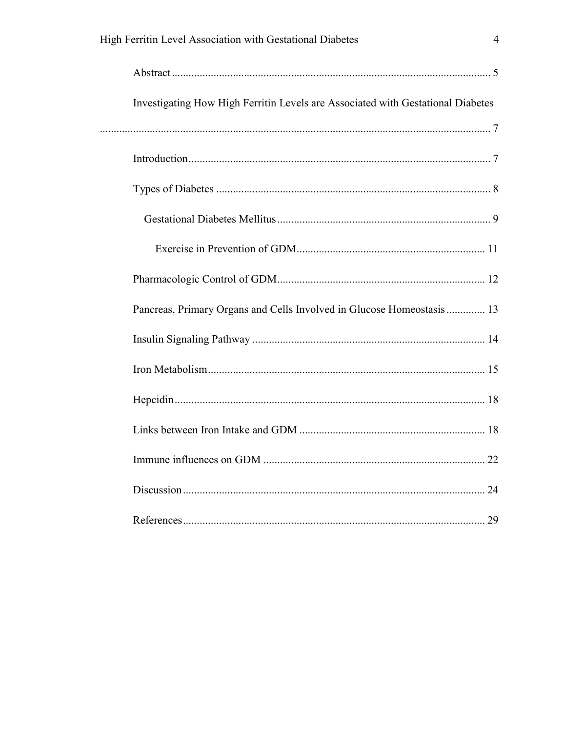Abstract .................................................................................................................. 5

Investigating How High Ferritin Levels are Associated with Gestational Diabetes .......................................................................................................................................... 7

Introduction ............................................................................................................ 7

Types of Diabetes .................................................................................................. 8

Gestational Diabetes Mellitus ............................................................................ 9

Exercise in Prevention of GDM ................................................................... 11

Pharmacologic Control of GDM .......................................................................... 12

Pancreas, Primary Organs and Cells Involved in Glucose Homeostasis .............. 13

Insulin Signaling Pathway ................................................................................... 14

Iron Metabolism ................................................................................................... 15

Hepcidin ............................................................................................................... 18

Links between Iron Intake and GDM .................................................................. 18

Immune influences on GDM ............................................................................... 22

Discussion ............................................................................................................ 24

References ............................................................................................................ 29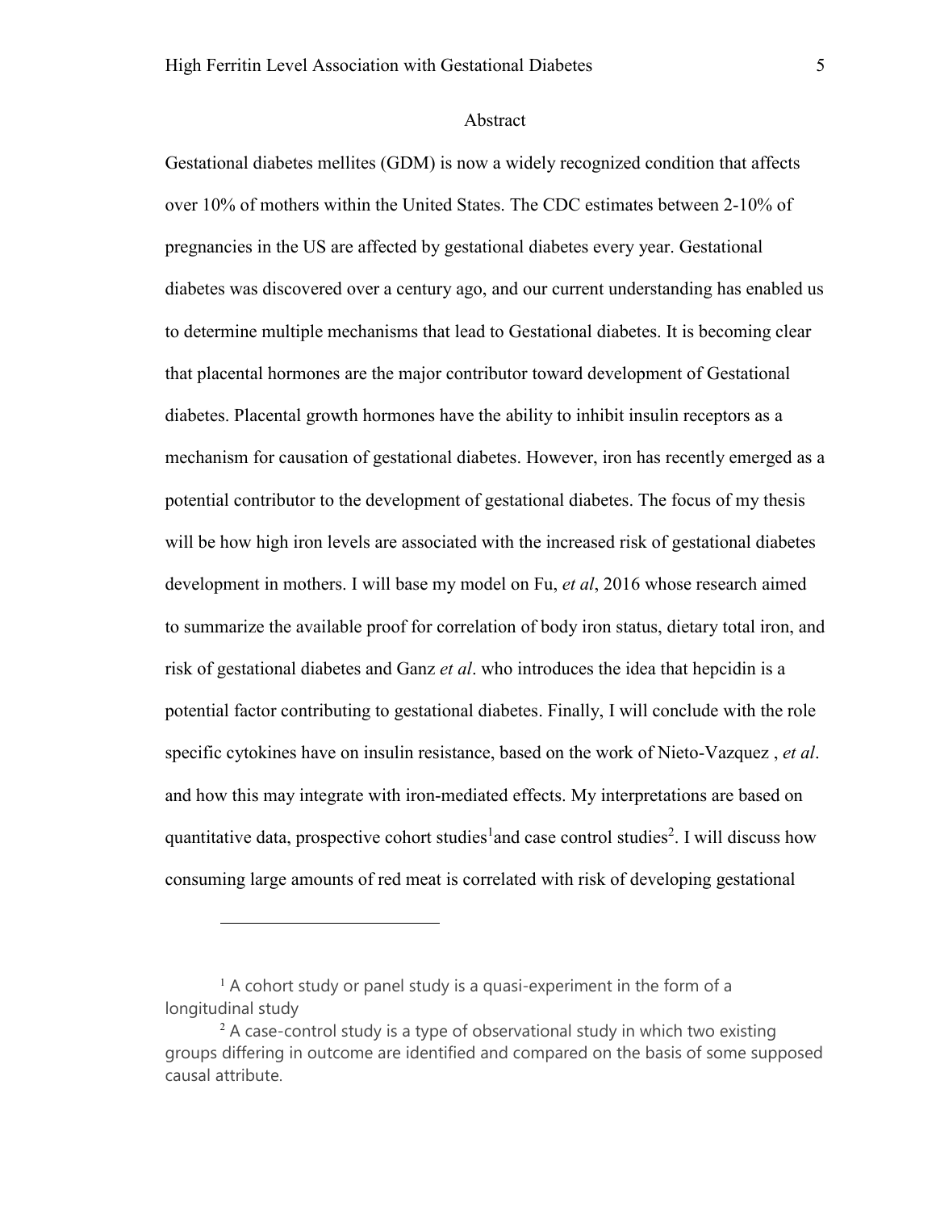## Abstract

Gestational diabetes mellites (GDM) is now a widely recognized condition that affects over 10% of mothers within the United States. The CDC estimates between 2-10% of pregnancies in the US are affected by gestational diabetes every year. Gestational diabetes was discovered over a century ago, and our current understanding has enabled us to determine multiple mechanisms that lead to Gestational diabetes. It is becoming clear that placental hormones are the major contributor toward development of Gestational diabetes. Placental growth hormones have the ability to inhibit insulin receptors as a mechanism for causation of gestational diabetes. However, iron has recently emerged as a potential contributor to the development of gestational diabetes. The focus of my thesis will be how high iron levels are associated with the increased risk of gestational diabetes development in mothers. I will base my model on Fu, *et al*, 2016 whose research aimed to summarize the available proof for correlation of body iron status, dietary total iron, and risk of gestational diabetes and Ganz *et al*. who introduces the idea that hepcidin is a potential factor contributing to gestational diabetes. Finally, I will conclude with the role specific cytokines have on insulin resistance, based on the work of Nieto-Vazquez , *et al*. and how this may integrate with iron-mediated effects. My interpretations are based on quantitative data, prospective cohort studies[1]and case control studies[2]. I will discuss how consuming large amounts of red meat is correlated with risk of developing gestational

---

[1] A cohort study or panel study is a quasi-experiment in the form of a longitudinal study

[2] A case-control study is a type of observational study in which two existing groups differing in outcome are identified and compared on the basis of some supposed causal attribute.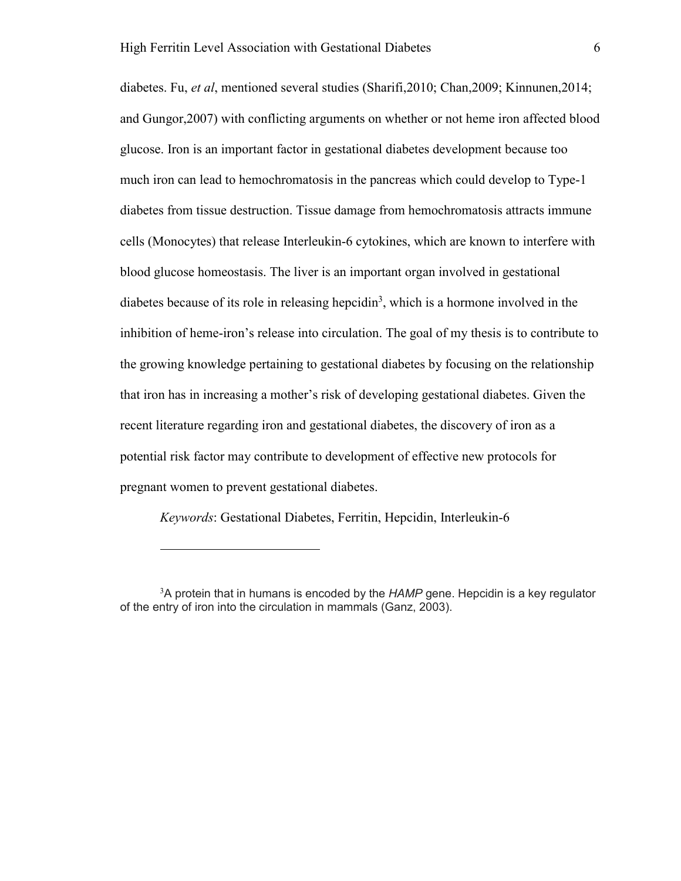diabetes. Fu, *et al*, mentioned several studies (Sharifi,2010; Chan,2009; Kinnunen,2014; and Gungor,2007) with conflicting arguments on whether or not heme iron affected blood glucose. Iron is an important factor in gestational diabetes development because too much iron can lead to hemochromatosis in the pancreas which could develop to Type-1 diabetes from tissue destruction. Tissue damage from hemochromatosis attracts immune cells (Monocytes) that release Interleukin-6 cytokines, which are known to interfere with blood glucose homeostasis. The liver is an important organ involved in gestational diabetes because of its role in releasing hepcidin[3], which is a hormone involved in the inhibition of heme-iron's release into circulation. The goal of my thesis is to contribute to the growing knowledge pertaining to gestational diabetes by focusing on the relationship that iron has in increasing a mother's risk of developing gestational diabetes. Given the recent literature regarding iron and gestational diabetes, the discovery of iron as a potential risk factor may contribute to development of effective new protocols for pregnant women to prevent gestational diabetes.

*Keywords*: Gestational Diabetes, Ferritin, Hepcidin, Interleukin-6

---

[3] A protein that in humans is encoded by the *HAMP* gene. Hepcidin is a key regulator of the entry of iron into the circulation in mammals (Ganz, 2003).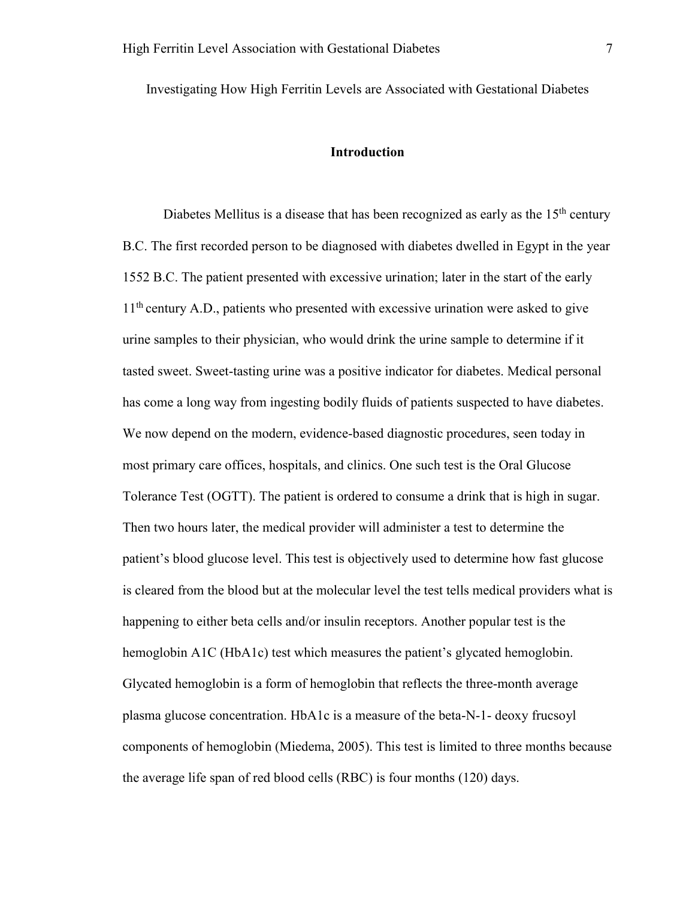Investigating How High Ferritin Levels are Associated with Gestational Diabetes

## Introduction

Diabetes Mellitus is a disease that has been recognized as early as the 15th century B.C. The first recorded person to be diagnosed with diabetes dwelled in Egypt in the year 1552 B.C. The patient presented with excessive urination; later in the start of the early 11th century A.D., patients who presented with excessive urination were asked to give urine samples to their physician, who would drink the urine sample to determine if it tasted sweet. Sweet-tasting urine was a positive indicator for diabetes. Medical personal has come a long way from ingesting bodily fluids of patients suspected to have diabetes. We now depend on the modern, evidence-based diagnostic procedures, seen today in most primary care offices, hospitals, and clinics. One such test is the Oral Glucose Tolerance Test (OGTT). The patient is ordered to consume a drink that is high in sugar. Then two hours later, the medical provider will administer a test to determine the patient's blood glucose level. This test is objectively used to determine how fast glucose is cleared from the blood but at the molecular level the test tells medical providers what is happening to either beta cells and/or insulin receptors. Another popular test is the hemoglobin A1C (HbA1c) test which measures the patient's glycated hemoglobin. Glycated hemoglobin is a form of hemoglobin that reflects the three-month average plasma glucose concentration. HbA1c is a measure of the beta-N-1- deoxy frucsoyl components of hemoglobin (Miedema, 2005). This test is limited to three months because the average life span of red blood cells (RBC) is four months (120) days.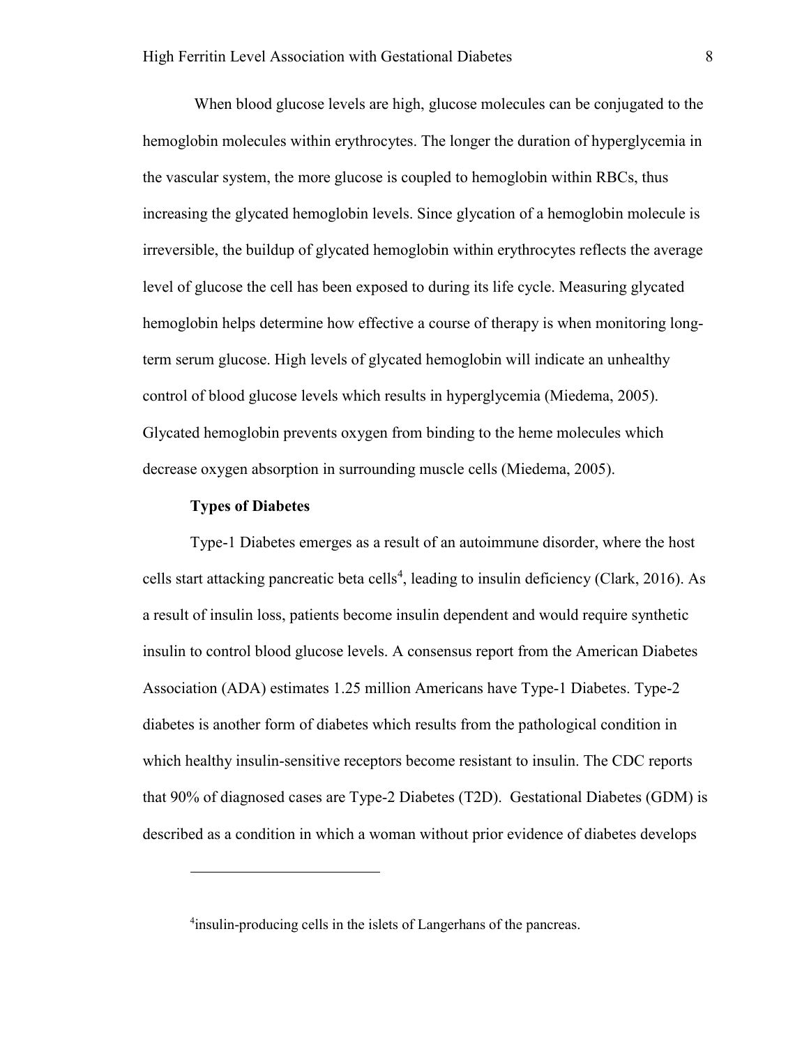When blood glucose levels are high, glucose molecules can be conjugated to the hemoglobin molecules within erythrocytes. The longer the duration of hyperglycemia in the vascular system, the more glucose is coupled to hemoglobin within RBCs, thus increasing the glycated hemoglobin levels. Since glycation of a hemoglobin molecule is irreversible, the buildup of glycated hemoglobin within erythrocytes reflects the average level of glucose the cell has been exposed to during its life cycle. Measuring glycated hemoglobin helps determine how effective a course of therapy is when monitoring long-term serum glucose. High levels of glycated hemoglobin will indicate an unhealthy control of blood glucose levels which results in hyperglycemia (Miedema, 2005). Glycated hemoglobin prevents oxygen from binding to the heme molecules which decrease oxygen absorption in surrounding muscle cells (Miedema, 2005).

**Types of Diabetes**

Type-1 Diabetes emerges as a result of an autoimmune disorder, where the host cells start attacking pancreatic beta cells[4], leading to insulin deficiency (Clark, 2016). As a result of insulin loss, patients become insulin dependent and would require synthetic insulin to control blood glucose levels. A consensus report from the American Diabetes Association (ADA) estimates 1.25 million Americans have Type-1 Diabetes. Type-2 diabetes is another form of diabetes which results from the pathological condition in which healthy insulin-sensitive receptors become resistant to insulin. The CDC reports that 90% of diagnosed cases are Type-2 Diabetes (T2D). Gestational Diabetes (GDM) is described as a condition in which a woman without prior evidence of diabetes develops

---

[4]insulin-producing cells in the islets of Langerhans of the pancreas.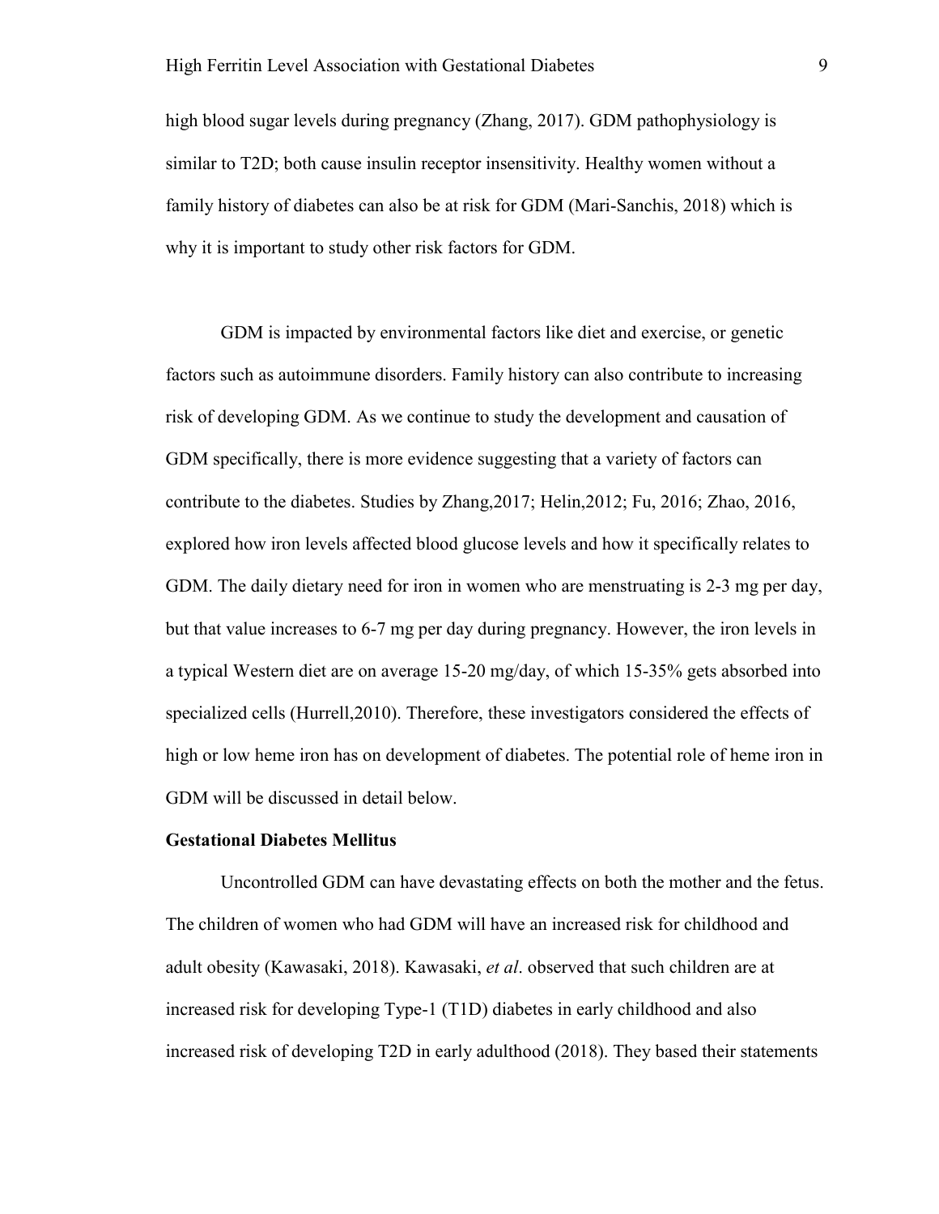high blood sugar levels during pregnancy (Zhang, 2017). GDM pathophysiology is similar to T2D; both cause insulin receptor insensitivity. Healthy women without a family history of diabetes can also be at risk for GDM (Mari-Sanchis, 2018) which is why it is important to study other risk factors for GDM.

GDM is impacted by environmental factors like diet and exercise, or genetic factors such as autoimmune disorders. Family history can also contribute to increasing risk of developing GDM. As we continue to study the development and causation of GDM specifically, there is more evidence suggesting that a variety of factors can contribute to the diabetes. Studies by Zhang,2017; Helin,2012; Fu, 2016; Zhao, 2016, explored how iron levels affected blood glucose levels and how it specifically relates to GDM. The daily dietary need for iron in women who are menstruating is 2-3 mg per day, but that value increases to 6-7 mg per day during pregnancy. However, the iron levels in a typical Western diet are on average 15-20 mg/day, of which 15-35% gets absorbed into specialized cells (Hurrell,2010). Therefore, these investigators considered the effects of high or low heme iron has on development of diabetes. The potential role of heme iron in GDM will be discussed in detail below.

**Gestational Diabetes Mellitus**

Uncontrolled GDM can have devastating effects on both the mother and the fetus. The children of women who had GDM will have an increased risk for childhood and adult obesity (Kawasaki, 2018). Kawasaki, *et al*. observed that such children are at increased risk for developing Type-1 (T1D) diabetes in early childhood and also increased risk of developing T2D in early adulthood (2018). They based their statements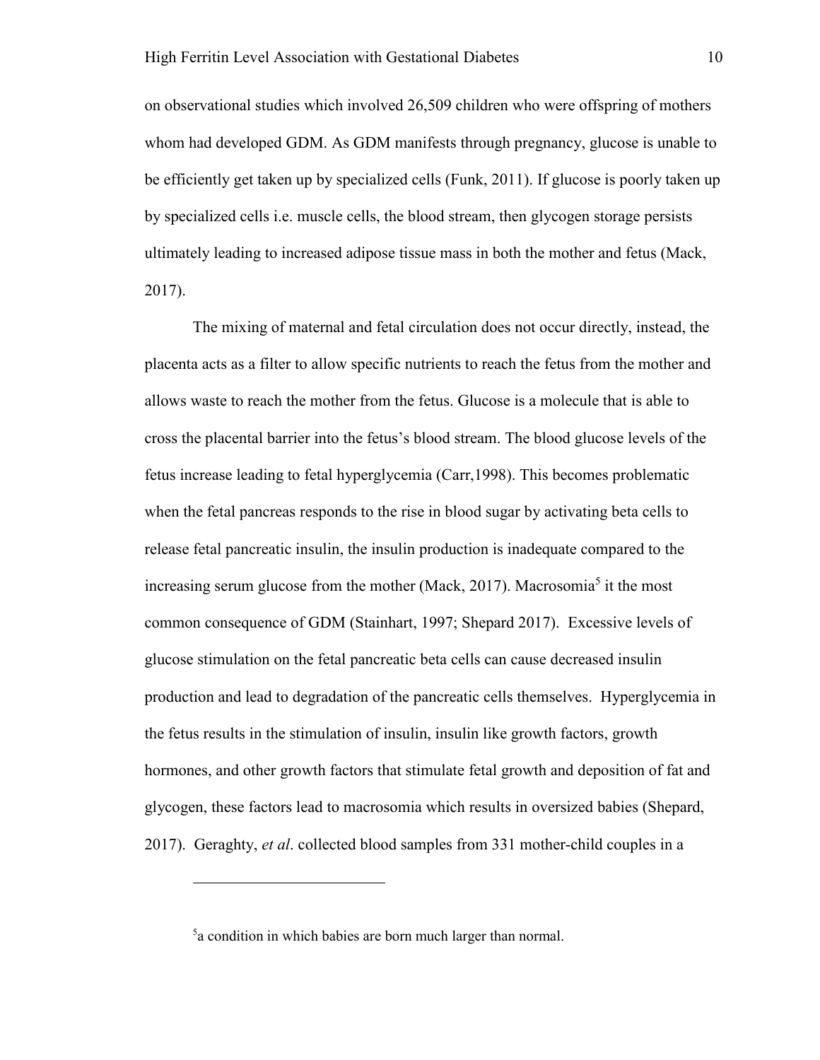on observational studies which involved 26,509 children who were offspring of mothers whom had developed GDM. As GDM manifests through pregnancy, glucose is unable to be efficiently get taken up by specialized cells (Funk, 2011). If glucose is poorly taken up by specialized cells i.e. muscle cells, the blood stream, then glycogen storage persists ultimately leading to increased adipose tissue mass in both the mother and fetus (Mack, 2017).

The mixing of maternal and fetal circulation does not occur directly, instead, the placenta acts as a filter to allow specific nutrients to reach the fetus from the mother and allows waste to reach the mother from the fetus. Glucose is a molecule that is able to cross the placental barrier into the fetus's blood stream. The blood glucose levels of the fetus increase leading to fetal hyperglycemia (Carr,1998). This becomes problematic when the fetal pancreas responds to the rise in blood sugar by activating beta cells to release fetal pancreatic insulin, the insulin production is inadequate compared to the increasing serum glucose from the mother (Mack, 2017). Macrosomia[5] it the most common consequence of GDM (Stainhart, 1997; Shepard 2017). Excessive levels of glucose stimulation on the fetal pancreatic beta cells can cause decreased insulin production and lead to degradation of the pancreatic cells themselves. Hyperglycemia in the fetus results in the stimulation of insulin, insulin like growth factors, growth hormones, and other growth factors that stimulate fetal growth and deposition of fat and glycogen, these factors lead to macrosomia which results in oversized babies (Shepard, 2017). Geraghty, *et al*. collected blood samples from 331 mother-child couples in a

[5] a condition in which babies are born much larger than normal.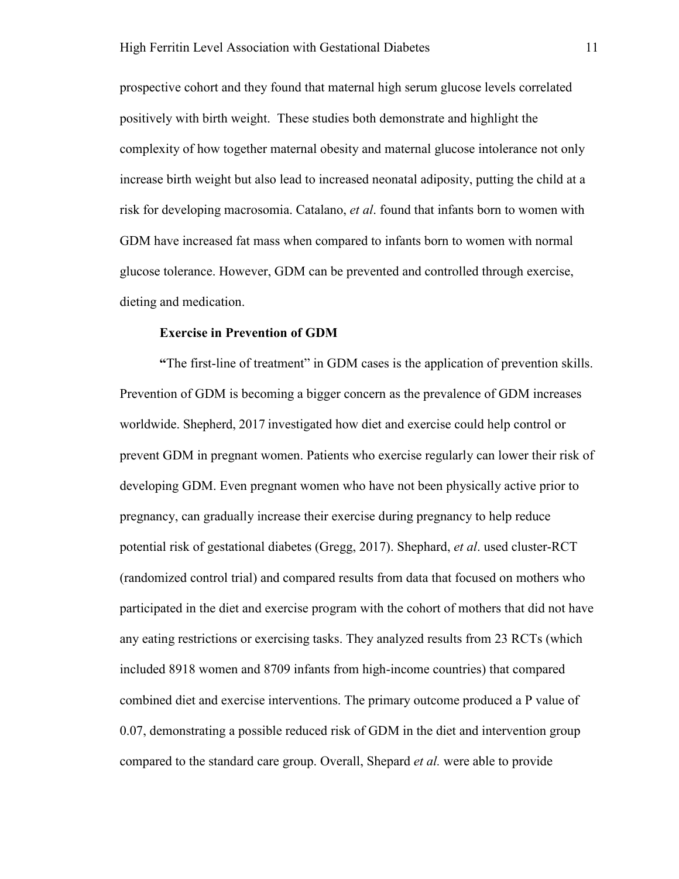prospective cohort and they found that maternal high serum glucose levels correlated positively with birth weight. These studies both demonstrate and highlight the complexity of how together maternal obesity and maternal glucose intolerance not only increase birth weight but also lead to increased neonatal adiposity, putting the child at a risk for developing macrosomia. Catalano, *et al*. found that infants born to women with GDM have increased fat mass when compared to infants born to women with normal glucose tolerance. However, GDM can be prevented and controlled through exercise, dieting and medication.

### Exercise in Prevention of GDM

"The first-line of treatment" in GDM cases is the application of prevention skills. Prevention of GDM is becoming a bigger concern as the prevalence of GDM increases worldwide. Shepherd, 2017 investigated how diet and exercise could help control or prevent GDM in pregnant women. Patients who exercise regularly can lower their risk of developing GDM. Even pregnant women who have not been physically active prior to pregnancy, can gradually increase their exercise during pregnancy to help reduce potential risk of gestational diabetes (Gregg, 2017). Shephard, *et al*. used cluster-RCT (randomized control trial) and compared results from data that focused on mothers who participated in the diet and exercise program with the cohort of mothers that did not have any eating restrictions or exercising tasks. They analyzed results from 23 RCTs (which included 8918 women and 8709 infants from high-income countries) that compared combined diet and exercise interventions. The primary outcome produced a P value of 0.07, demonstrating a possible reduced risk of GDM in the diet and intervention group compared to the standard care group. Overall, Shepard *et al.* were able to provide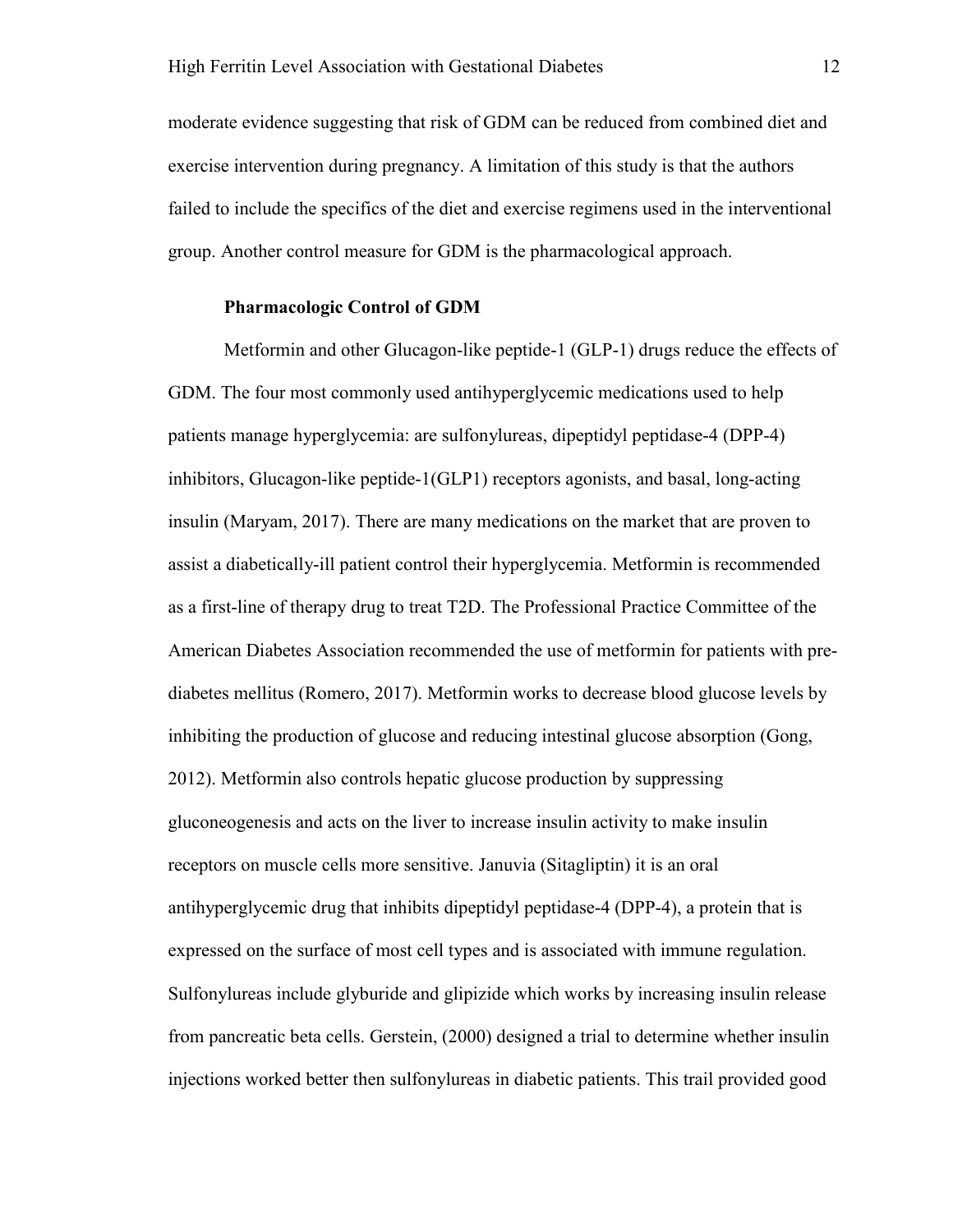moderate evidence suggesting that risk of GDM can be reduced from combined diet and exercise intervention during pregnancy. A limitation of this study is that the authors failed to include the specifics of the diet and exercise regimens used in the interventional group. Another control measure for GDM is the pharmacological approach.

### Pharmacologic Control of GDM

Metformin and other Glucagon-like peptide-1 (GLP-1) drugs reduce the effects of GDM. The four most commonly used antihyperglycemic medications used to help patients manage hyperglycemia: are sulfonylureas, dipeptidyl peptidase-4 (DPP-4) inhibitors, Glucagon-like peptide-1(GLP1) receptors agonists, and basal, long-acting insulin (Maryam, 2017). There are many medications on the market that are proven to assist a diabetically-ill patient control their hyperglycemia. Metformin is recommended as a first-line of therapy drug to treat T2D. The Professional Practice Committee of the American Diabetes Association recommended the use of metformin for patients with pre-diabetes mellitus (Romero, 2017). Metformin works to decrease blood glucose levels by inhibiting the production of glucose and reducing intestinal glucose absorption (Gong, 2012). Metformin also controls hepatic glucose production by suppressing gluconeogenesis and acts on the liver to increase insulin activity to make insulin receptors on muscle cells more sensitive. Januvia (Sitagliptin) it is an oral antihyperglycemic drug that inhibits dipeptidyl peptidase-4 (DPP-4), a protein that is expressed on the surface of most cell types and is associated with immune regulation. Sulfonylureas include glyburide and glipizide which works by increasing insulin release from pancreatic beta cells. Gerstein, (2000) designed a trial to determine whether insulin injections worked better then sulfonylureas in diabetic patients. This trail provided good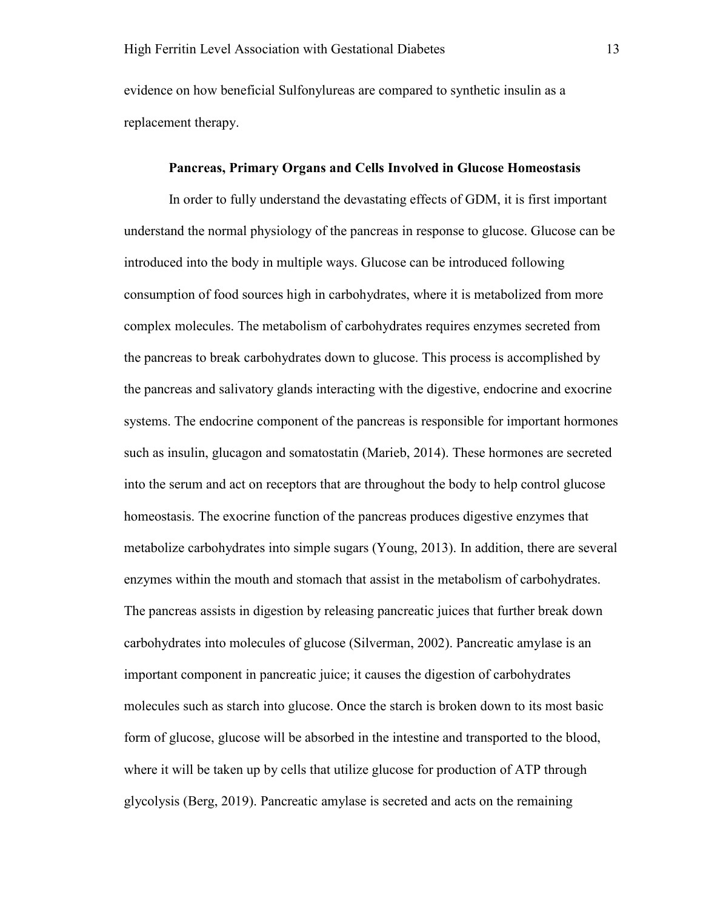evidence on how beneficial Sulfonylureas are compared to synthetic insulin as a replacement therapy.

## Pancreas, Primary Organs and Cells Involved in Glucose Homeostasis

In order to fully understand the devastating effects of GDM, it is first important understand the normal physiology of the pancreas in response to glucose. Glucose can be introduced into the body in multiple ways. Glucose can be introduced following consumption of food sources high in carbohydrates, where it is metabolized from more complex molecules. The metabolism of carbohydrates requires enzymes secreted from the pancreas to break carbohydrates down to glucose. This process is accomplished by the pancreas and salivatory glands interacting with the digestive, endocrine and exocrine systems. The endocrine component of the pancreas is responsible for important hormones such as insulin, glucagon and somatostatin (Marieb, 2014). These hormones are secreted into the serum and act on receptors that are throughout the body to help control glucose homeostasis. The exocrine function of the pancreas produces digestive enzymes that metabolize carbohydrates into simple sugars (Young, 2013). In addition, there are several enzymes within the mouth and stomach that assist in the metabolism of carbohydrates. The pancreas assists in digestion by releasing pancreatic juices that further break down carbohydrates into molecules of glucose (Silverman, 2002). Pancreatic amylase is an important component in pancreatic juice; it causes the digestion of carbohydrates molecules such as starch into glucose. Once the starch is broken down to its most basic form of glucose, glucose will be absorbed in the intestine and transported to the blood, where it will be taken up by cells that utilize glucose for production of ATP through glycolysis (Berg, 2019). Pancreatic amylase is secreted and acts on the remaining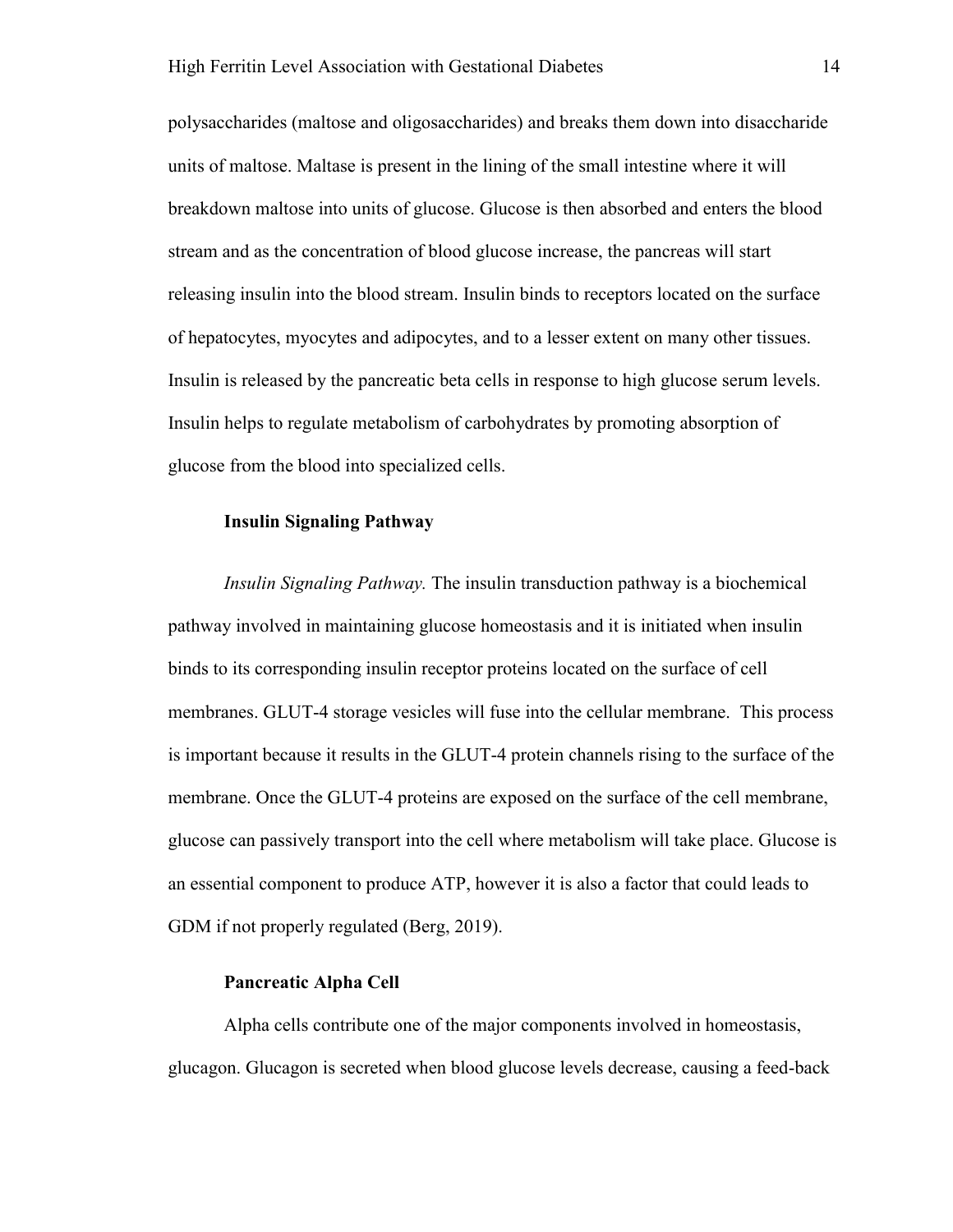polysaccharides (maltose and oligosaccharides) and breaks them down into disaccharide units of maltose. Maltase is present in the lining of the small intestine where it will breakdown maltose into units of glucose. Glucose is then absorbed and enters the blood stream and as the concentration of blood glucose increase, the pancreas will start releasing insulin into the blood stream. Insulin binds to receptors located on the surface of hepatocytes, myocytes and adipocytes, and to a lesser extent on many other tissues. Insulin is released by the pancreatic beta cells in response to high glucose serum levels. Insulin helps to regulate metabolism of carbohydrates by promoting absorption of glucose from the blood into specialized cells.

### Insulin Signaling Pathway

*Insulin Signaling Pathway.* The insulin transduction pathway is a biochemical pathway involved in maintaining glucose homeostasis and it is initiated when insulin binds to its corresponding insulin receptor proteins located on the surface of cell membranes. GLUT-4 storage vesicles will fuse into the cellular membrane. This process is important because it results in the GLUT-4 protein channels rising to the surface of the membrane. Once the GLUT-4 proteins are exposed on the surface of the cell membrane, glucose can passively transport into the cell where metabolism will take place. Glucose is an essential component to produce ATP, however it is also a factor that could leads to GDM if not properly regulated (Berg, 2019).

### Pancreatic Alpha Cell

Alpha cells contribute one of the major components involved in homeostasis, glucagon. Glucagon is secreted when blood glucose levels decrease, causing a feed-back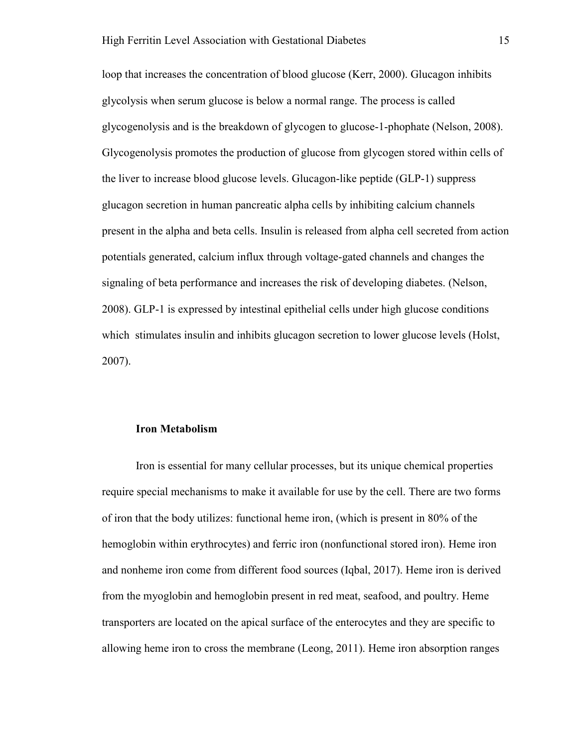loop that increases the concentration of blood glucose (Kerr, 2000). Glucagon inhibits glycolysis when serum glucose is below a normal range. The process is called glycogenolysis and is the breakdown of glycogen to glucose-1-phophate (Nelson, 2008). Glycogenolysis promotes the production of glucose from glycogen stored within cells of the liver to increase blood glucose levels. Glucagon-like peptide (GLP-1) suppress glucagon secretion in human pancreatic alpha cells by inhibiting calcium channels present in the alpha and beta cells. Insulin is released from alpha cell secreted from action potentials generated, calcium influx through voltage-gated channels and changes the signaling of beta performance and increases the risk of developing diabetes. (Nelson, 2008). GLP-1 is expressed by intestinal epithelial cells under high glucose conditions which stimulates insulin and inhibits glucagon secretion to lower glucose levels (Holst, 2007).

## Iron Metabolism

Iron is essential for many cellular processes, but its unique chemical properties require special mechanisms to make it available for use by the cell. There are two forms of iron that the body utilizes: functional heme iron, (which is present in 80% of the hemoglobin within erythrocytes) and ferric iron (nonfunctional stored iron). Heme iron and nonheme iron come from different food sources (Iqbal, 2017). Heme iron is derived from the myoglobin and hemoglobin present in red meat, seafood, and poultry. Heme transporters are located on the apical surface of the enterocytes and they are specific to allowing heme iron to cross the membrane (Leong, 2011). Heme iron absorption ranges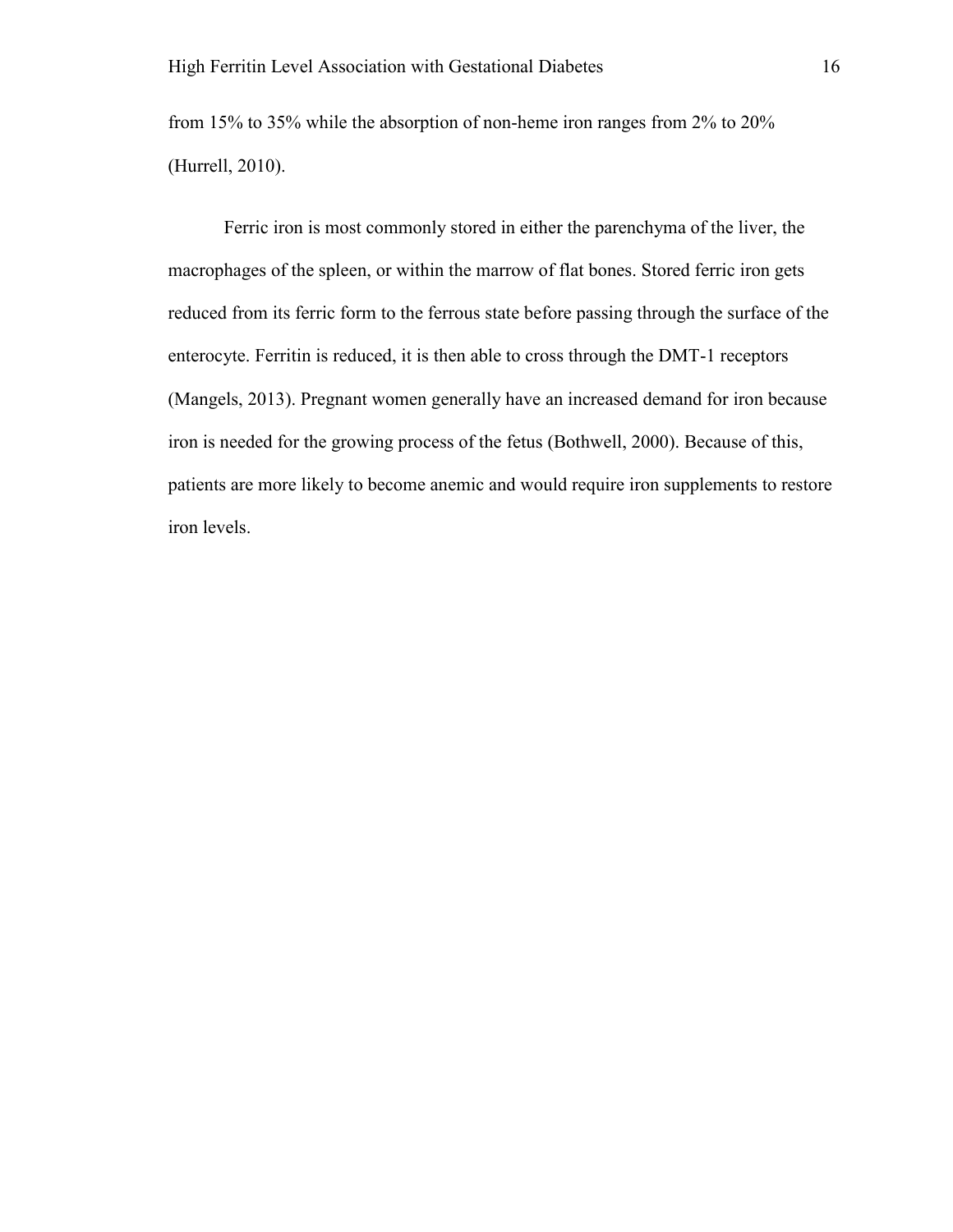from 15% to 35% while the absorption of non-heme iron ranges from 2% to 20% (Hurrell, 2010).

Ferric iron is most commonly stored in either the parenchyma of the liver, the macrophages of the spleen, or within the marrow of flat bones. Stored ferric iron gets reduced from its ferric form to the ferrous state before passing through the surface of the enterocyte. Ferritin is reduced, it is then able to cross through the DMT-1 receptors (Mangels, 2013). Pregnant women generally have an increased demand for iron because iron is needed for the growing process of the fetus (Bothwell, 2000). Because of this, patients are more likely to become anemic and would require iron supplements to restore iron levels.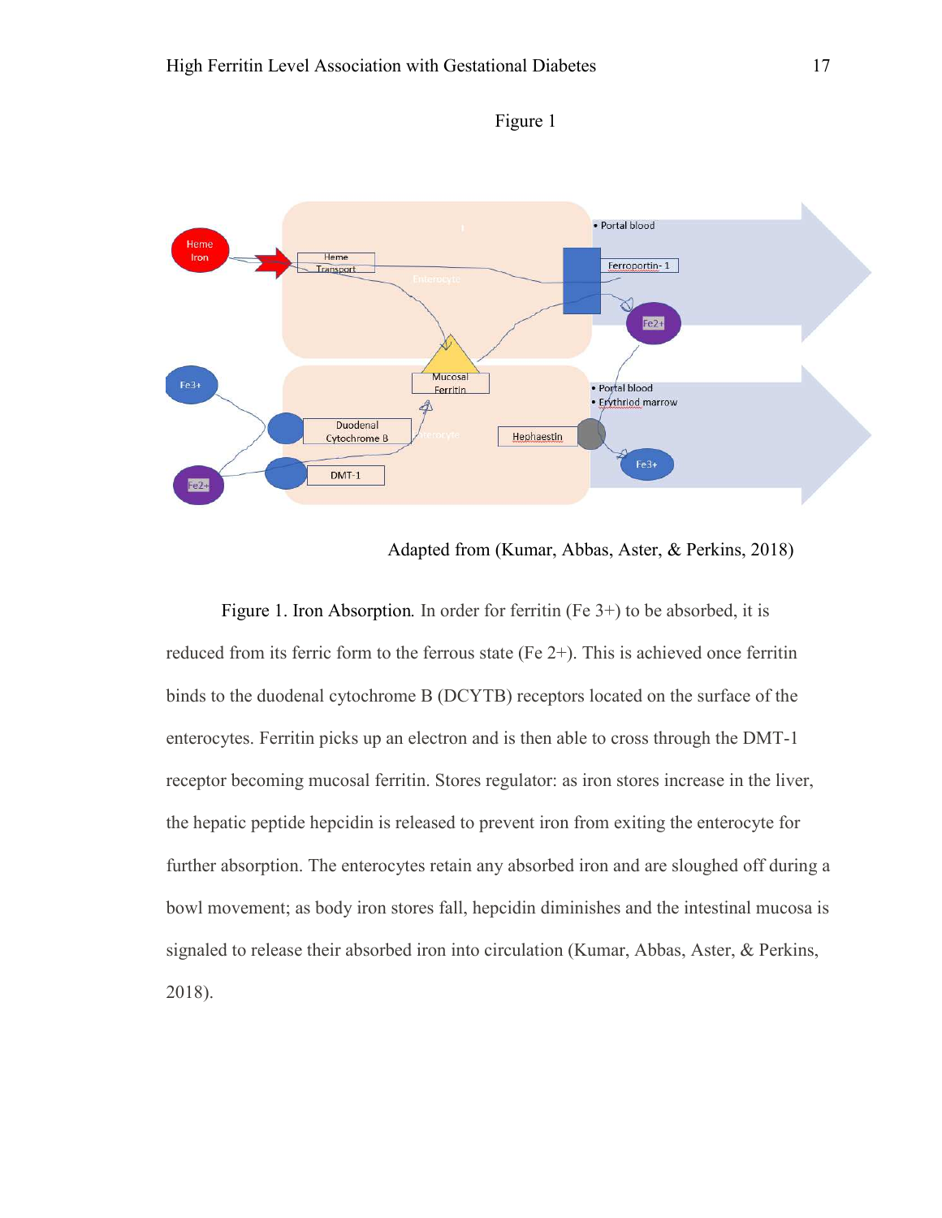Figure 1

Adapted from (Kumar, Abbas, Aster, & Perkins, 2018)

Figure 1. Iron Absorption*.* In order for ferritin (Fe 3+) to be absorbed, it is reduced from its ferric form to the ferrous state (Fe 2+). This is achieved once ferritin binds to the duodenal cytochrome B (DCYTB) receptors located on the surface of the enterocytes. Ferritin picks up an electron and is then able to cross through the DMT-1 receptor becoming mucosal ferritin. Stores regulator: as iron stores increase in the liver, the hepatic peptide hepcidin is released to prevent iron from exiting the enterocyte for further absorption. The enterocytes retain any absorbed iron and are sloughed off during a bowl movement; as body iron stores fall, hepcidin diminishes and the intestinal mucosa is signaled to release their absorbed iron into circulation (Kumar, Abbas, Aster, & Perkins, 2018).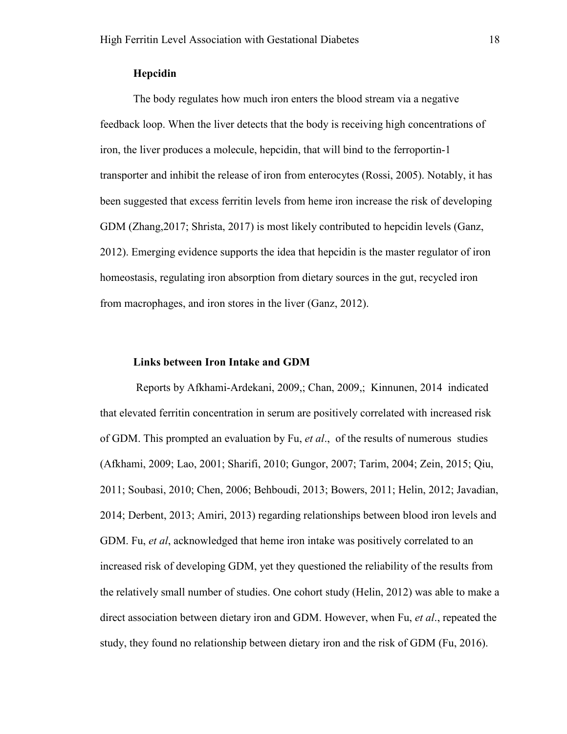### Hepcidin

The body regulates how much iron enters the blood stream via a negative feedback loop. When the liver detects that the body is receiving high concentrations of iron, the liver produces a molecule, hepcidin, that will bind to the ferroportin-1 transporter and inhibit the release of iron from enterocytes (Rossi, 2005). Notably, it has been suggested that excess ferritin levels from heme iron increase the risk of developing GDM (Zhang,2017; Shrista, 2017) is most likely contributed to hepcidin levels (Ganz, 2012). Emerging evidence supports the idea that hepcidin is the master regulator of iron homeostasis, regulating iron absorption from dietary sources in the gut, recycled iron from macrophages, and iron stores in the liver (Ganz, 2012).

### Links between Iron Intake and GDM

Reports by Afkhami-Ardekani, 2009,; Chan, 2009,; Kinnunen, 2014 indicated that elevated ferritin concentration in serum are positively correlated with increased risk of GDM. This prompted an evaluation by Fu, *et al*., of the results of numerous studies (Afkhami, 2009; Lao, 2001; Sharifi, 2010; Gungor, 2007; Tarim, 2004; Zein, 2015; Qiu, 2011; Soubasi, 2010; Chen, 2006; Behboudi, 2013; Bowers, 2011; Helin, 2012; Javadian, 2014; Derbent, 2013; Amiri, 2013) regarding relationships between blood iron levels and GDM. Fu, *et al*, acknowledged that heme iron intake was positively correlated to an increased risk of developing GDM, yet they questioned the reliability of the results from the relatively small number of studies. One cohort study (Helin, 2012) was able to make a direct association between dietary iron and GDM. However, when Fu, *et al*., repeated the study, they found no relationship between dietary iron and the risk of GDM (Fu, 2016).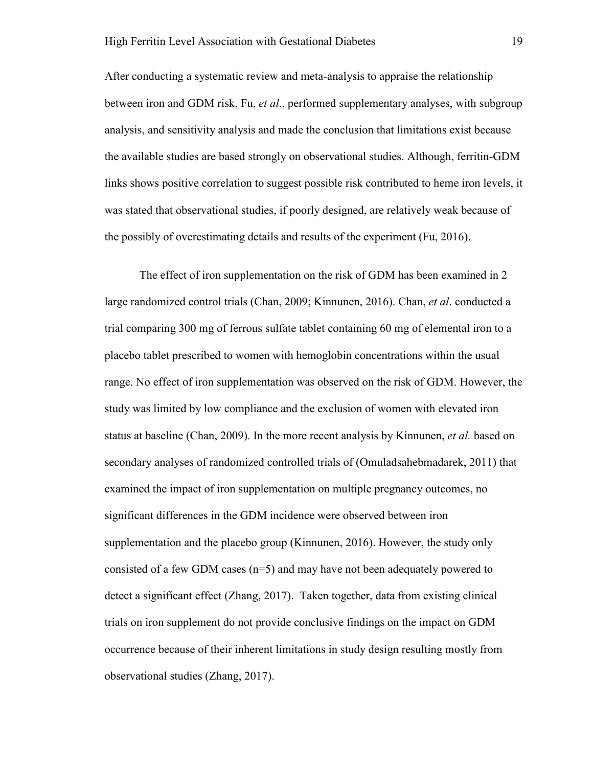After conducting a systematic review and meta-analysis to appraise the relationship between iron and GDM risk, Fu, *et al*., performed supplementary analyses, with subgroup analysis, and sensitivity analysis and made the conclusion that limitations exist because the available studies are based strongly on observational studies. Although, ferritin-GDM links shows positive correlation to suggest possible risk contributed to heme iron levels, it was stated that observational studies, if poorly designed, are relatively weak because of the possibly of overestimating details and results of the experiment (Fu, 2016).

The effect of iron supplementation on the risk of GDM has been examined in 2 large randomized control trials (Chan, 2009; Kinnunen, 2016). Chan, *et al*. conducted a trial comparing 300 mg of ferrous sulfate tablet containing 60 mg of elemental iron to a placebo tablet prescribed to women with hemoglobin concentrations within the usual range. No effect of iron supplementation was observed on the risk of GDM. However, the study was limited by low compliance and the exclusion of women with elevated iron status at baseline (Chan, 2009). In the more recent analysis by Kinnunen, *et al.* based on secondary analyses of randomized controlled trials of (Omuladsahebmadarek, 2011) that examined the impact of iron supplementation on multiple pregnancy outcomes, no significant differences in the GDM incidence were observed between iron supplementation and the placebo group (Kinnunen, 2016). However, the study only consisted of a few GDM cases (n=5) and may have not been adequately powered to detect a significant effect (Zhang, 2017). Taken together, data from existing clinical trials on iron supplement do not provide conclusive findings on the impact on GDM occurrence because of their inherent limitations in study design resulting mostly from observational studies (Zhang, 2017).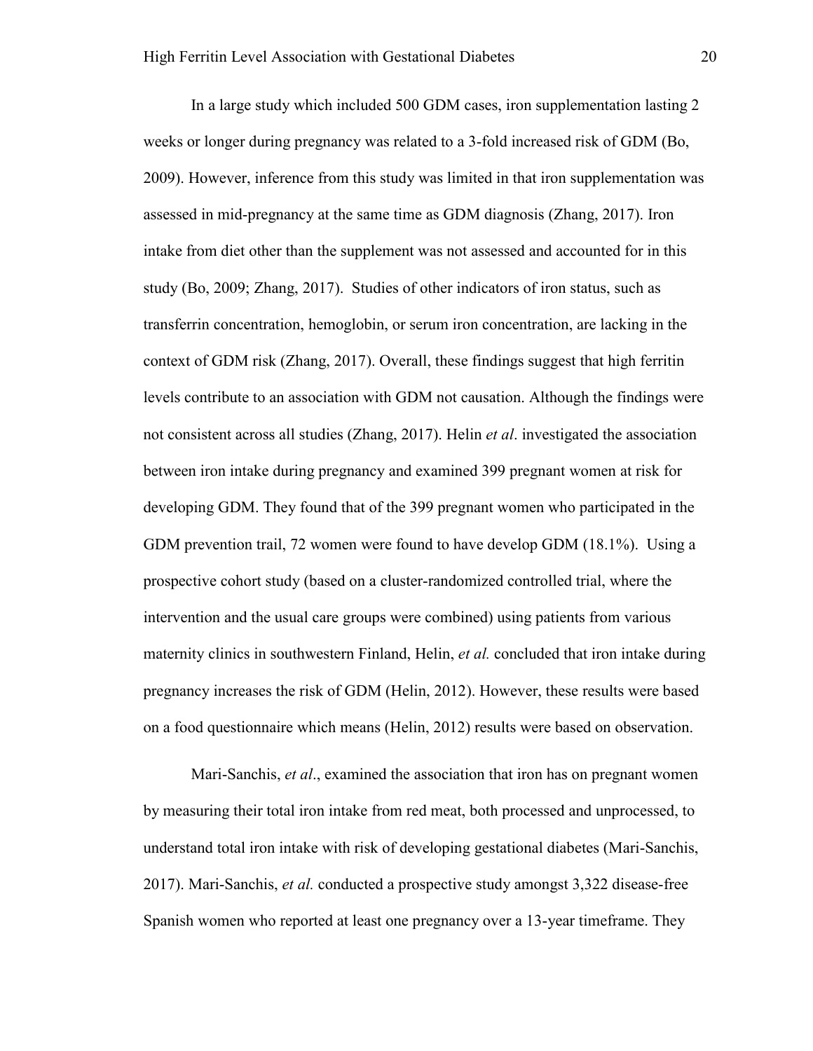In a large study which included 500 GDM cases, iron supplementation lasting 2 weeks or longer during pregnancy was related to a 3-fold increased risk of GDM (Bo, 2009). However, inference from this study was limited in that iron supplementation was assessed in mid-pregnancy at the same time as GDM diagnosis (Zhang, 2017). Iron intake from diet other than the supplement was not assessed and accounted for in this study (Bo, 2009; Zhang, 2017). Studies of other indicators of iron status, such as transferrin concentration, hemoglobin, or serum iron concentration, are lacking in the context of GDM risk (Zhang, 2017). Overall, these findings suggest that high ferritin levels contribute to an association with GDM not causation. Although the findings were not consistent across all studies (Zhang, 2017). Helin *et al*. investigated the association between iron intake during pregnancy and examined 399 pregnant women at risk for developing GDM. They found that of the 399 pregnant women who participated in the GDM prevention trail, 72 women were found to have develop GDM (18.1%). Using a prospective cohort study (based on a cluster-randomized controlled trial, where the intervention and the usual care groups were combined) using patients from various maternity clinics in southwestern Finland, Helin, *et al.* concluded that iron intake during pregnancy increases the risk of GDM (Helin, 2012). However, these results were based on a food questionnaire which means (Helin, 2012) results were based on observation.

Mari-Sanchis, *et al*., examined the association that iron has on pregnant women by measuring their total iron intake from red meat, both processed and unprocessed, to understand total iron intake with risk of developing gestational diabetes (Mari-Sanchis, 2017). Mari-Sanchis, *et al.* conducted a prospective study amongst 3,322 disease-free Spanish women who reported at least one pregnancy over a 13-year timeframe. They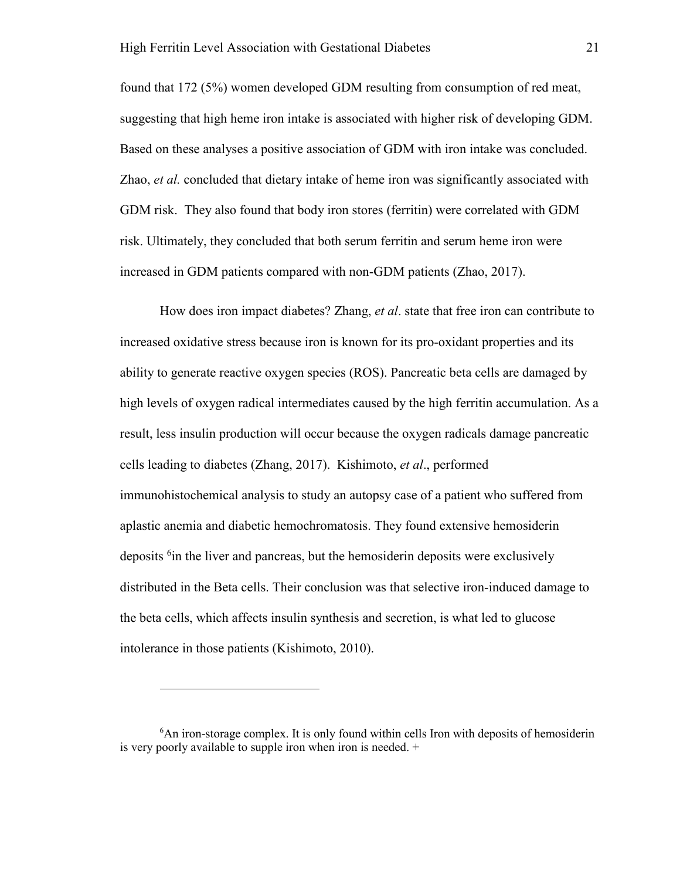found that 172 (5%) women developed GDM resulting from consumption of red meat, suggesting that high heme iron intake is associated with higher risk of developing GDM. Based on these analyses a positive association of GDM with iron intake was concluded. Zhao, *et al.* concluded that dietary intake of heme iron was significantly associated with GDM risk. They also found that body iron stores (ferritin) were correlated with GDM risk. Ultimately, they concluded that both serum ferritin and serum heme iron were increased in GDM patients compared with non-GDM patients (Zhao, 2017).

How does iron impact diabetes? Zhang, *et al*. state that free iron can contribute to increased oxidative stress because iron is known for its pro-oxidant properties and its ability to generate reactive oxygen species (ROS). Pancreatic beta cells are damaged by high levels of oxygen radical intermediates caused by the high ferritin accumulation. As a result, less insulin production will occur because the oxygen radicals damage pancreatic cells leading to diabetes (Zhang, 2017). Kishimoto, *et al*., performed immunohistochemical analysis to study an autopsy case of a patient who suffered from aplastic anemia and diabetic hemochromatosis. They found extensive hemosiderin deposits [6]in the liver and pancreas, but the hemosiderin deposits were exclusively distributed in the Beta cells. Their conclusion was that selective iron-induced damage to the beta cells, which affects insulin synthesis and secretion, is what led to glucose intolerance in those patients (Kishimoto, 2010).

---

[6]An iron-storage complex. It is only found within cells Iron with deposits of hemosiderin is very poorly available to supple iron when iron is needed. +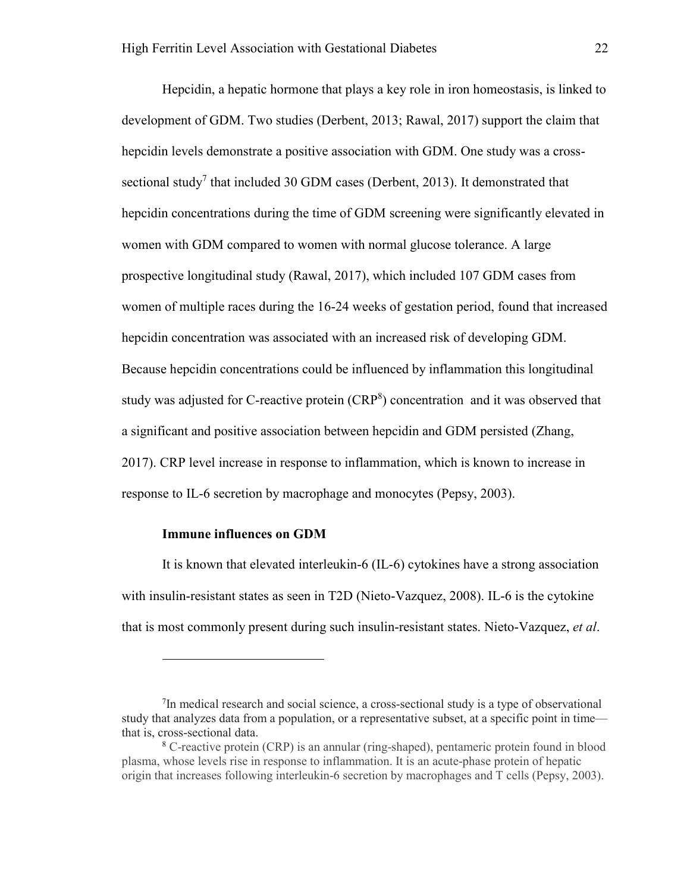Hepcidin, a hepatic hormone that plays a key role in iron homeostasis, is linked to development of GDM. Two studies (Derbent, 2013; Rawal, 2017) support the claim that hepcidin levels demonstrate a positive association with GDM. One study was a cross-sectional study[7] that included 30 GDM cases (Derbent, 2013). It demonstrated that hepcidin concentrations during the time of GDM screening were significantly elevated in women with GDM compared to women with normal glucose tolerance. A large prospective longitudinal study (Rawal, 2017), which included 107 GDM cases from women of multiple races during the 16-24 weeks of gestation period, found that increased hepcidin concentration was associated with an increased risk of developing GDM. Because hepcidin concentrations could be influenced by inflammation this longitudinal study was adjusted for C-reactive protein (CRP[8]) concentration and it was observed that a significant and positive association between hepcidin and GDM persisted (Zhang, 2017). CRP level increase in response to inflammation, which is known to increase in response to IL-6 secretion by macrophage and monocytes (Pepsy, 2003).

**Immune influences on GDM**

It is known that elevated interleukin-6 (IL-6) cytokines have a strong association with insulin-resistant states as seen in T2D (Nieto-Vazquez, 2008). IL-6 is the cytokine that is most commonly present during such insulin-resistant states. Nieto-Vazquez, *et al*.

---

[7] In medical research and social science, a cross-sectional study is a type of observational study that analyzes data from a population, or a representative subset, at a specific point in time—that is, cross-sectional data.

[8] C-reactive protein (CRP) is an annular (ring-shaped), pentameric protein found in blood plasma, whose levels rise in response to inflammation. It is an acute-phase protein of hepatic origin that increases following interleukin-6 secretion by macrophages and T cells (Pepsy, 2003).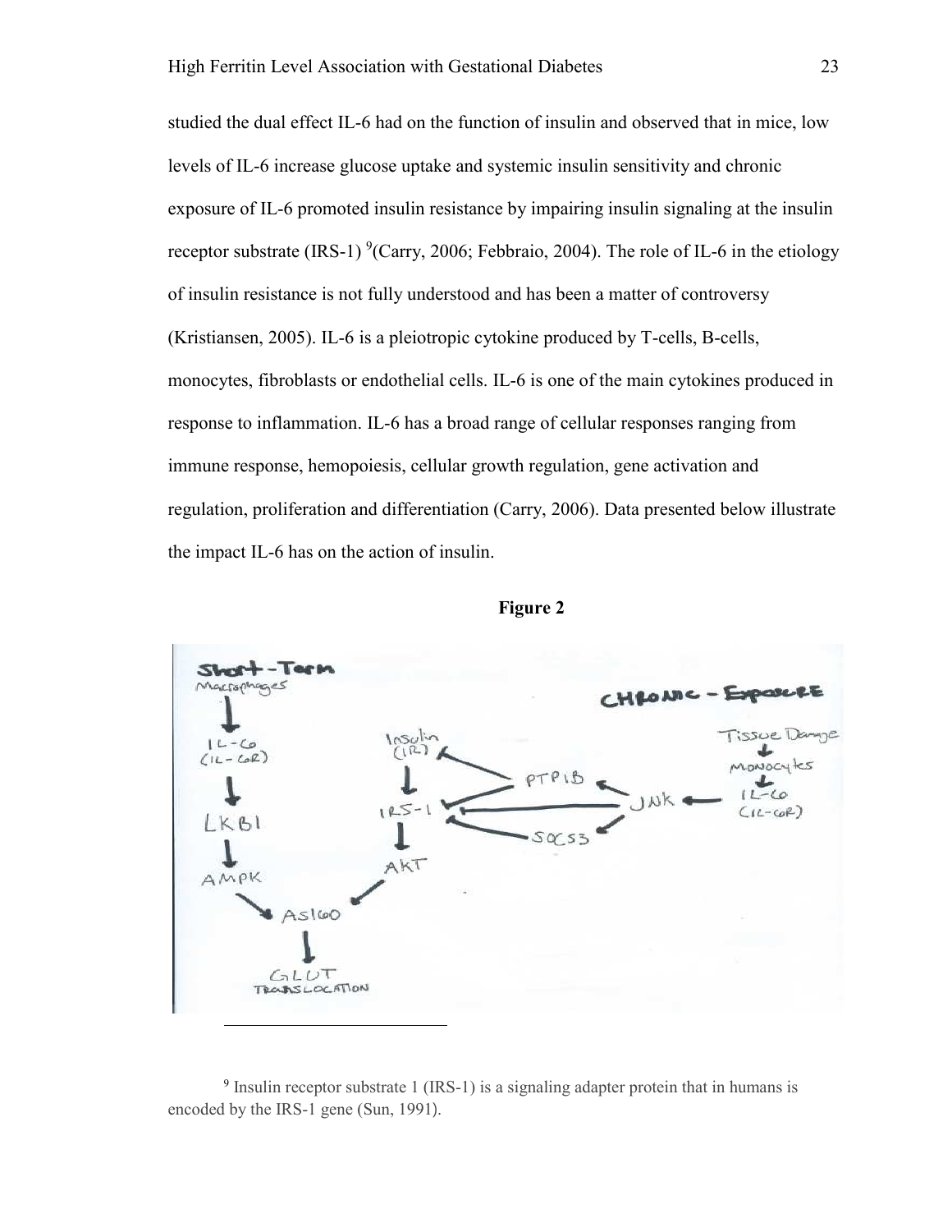studied the dual effect IL-6 had on the function of insulin and observed that in mice, low levels of IL-6 increase glucose uptake and systemic insulin sensitivity and chronic exposure of IL-6 promoted insulin resistance by impairing insulin signaling at the insulin receptor substrate (IRS-1) [9](Carry, 2006; Febbraio, 2004). The role of IL-6 in the etiology of insulin resistance is not fully understood and has been a matter of controversy (Kristiansen, 2005). IL-6 is a pleiotropic cytokine produced by T-cells, B-cells, monocytes, fibroblasts or endothelial cells. IL-6 is one of the main cytokines produced in response to inflammation. IL-6 has a broad range of cellular responses ranging from immune response, hemopoiesis, cellular growth regulation, gene activation and regulation, proliferation and differentiation (Carry, 2006). Data presented below illustrate the impact IL-6 has on the action of insulin.

**Figure 2**

[9] Insulin receptor substrate 1 (IRS-1) is a signaling adapter protein that in humans is encoded by the IRS-1 gene (Sun, 1991).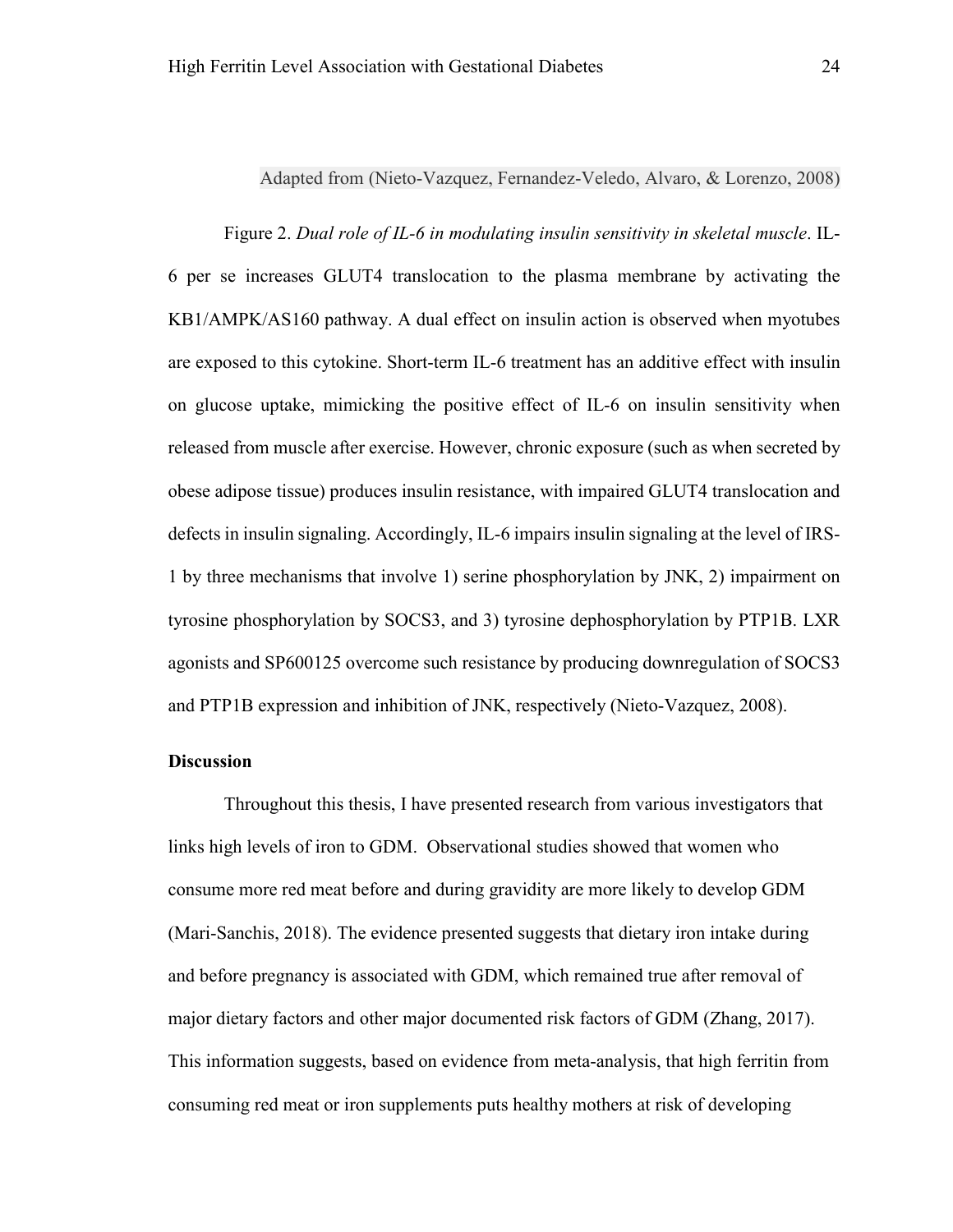Adapted from (Nieto-Vazquez, Fernandez-Veledo, Alvaro, & Lorenzo, 2008)

Figure 2. *Dual role of IL-6 in modulating insulin sensitivity in skeletal muscle*. IL-6 per se increases GLUT4 translocation to the plasma membrane by activating the KB1/AMPK/AS160 pathway. A dual effect on insulin action is observed when myotubes are exposed to this cytokine. Short-term IL-6 treatment has an additive effect with insulin on glucose uptake, mimicking the positive effect of IL-6 on insulin sensitivity when released from muscle after exercise. However, chronic exposure (such as when secreted by obese adipose tissue) produces insulin resistance, with impaired GLUT4 translocation and defects in insulin signaling. Accordingly, IL-6 impairs insulin signaling at the level of IRS-1 by three mechanisms that involve 1) serine phosphorylation by JNK, 2) impairment on tyrosine phosphorylation by SOCS3, and 3) tyrosine dephosphorylation by PTP1B. LXR agonists and SP600125 overcome such resistance by producing downregulation of SOCS3 and PTP1B expression and inhibition of JNK, respectively (Nieto-Vazquez, 2008).

**Discussion**

Throughout this thesis, I have presented research from various investigators that links high levels of iron to GDM. Observational studies showed that women who consume more red meat before and during gravidity are more likely to develop GDM (Mari-Sanchis, 2018). The evidence presented suggests that dietary iron intake during and before pregnancy is associated with GDM, which remained true after removal of major dietary factors and other major documented risk factors of GDM (Zhang, 2017). This information suggests, based on evidence from meta-analysis, that high ferritin from consuming red meat or iron supplements puts healthy mothers at risk of developing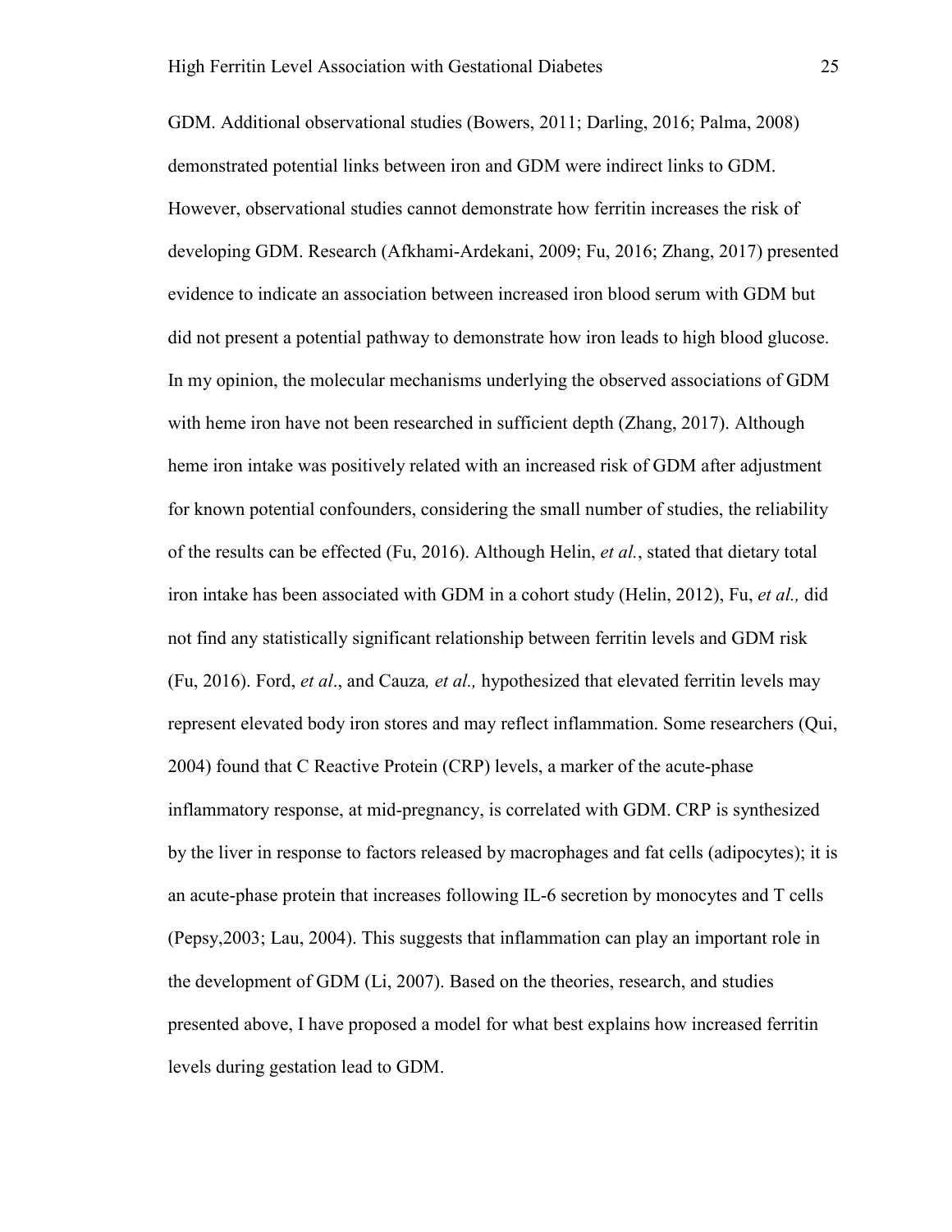GDM. Additional observational studies (Bowers, 2011; Darling, 2016; Palma, 2008) demonstrated potential links between iron and GDM were indirect links to GDM. However, observational studies cannot demonstrate how ferritin increases the risk of developing GDM. Research (Afkhami-Ardekani, 2009; Fu, 2016; Zhang, 2017) presented evidence to indicate an association between increased iron blood serum with GDM but did not present a potential pathway to demonstrate how iron leads to high blood glucose. In my opinion, the molecular mechanisms underlying the observed associations of GDM with heme iron have not been researched in sufficient depth (Zhang, 2017). Although heme iron intake was positively related with an increased risk of GDM after adjustment for known potential confounders, considering the small number of studies, the reliability of the results can be effected (Fu, 2016). Although Helin, *et al.*, stated that dietary total iron intake has been associated with GDM in a cohort study (Helin, 2012), Fu, *et al.,* did not find any statistically significant relationship between ferritin levels and GDM risk (Fu, 2016). Ford, *et al*., and Cauza*, et al.,* hypothesized that elevated ferritin levels may represent elevated body iron stores and may reflect inflammation. Some researchers (Qui, 2004) found that C Reactive Protein (CRP) levels, a marker of the acute-phase inflammatory response, at mid-pregnancy, is correlated with GDM. CRP is synthesized by the liver in response to factors released by macrophages and fat cells (adipocytes); it is an acute-phase protein that increases following IL-6 secretion by monocytes and T cells (Pepsy,2003; Lau, 2004). This suggests that inflammation can play an important role in the development of GDM (Li, 2007). Based on the theories, research, and studies presented above, I have proposed a model for what best explains how increased ferritin levels during gestation lead to GDM.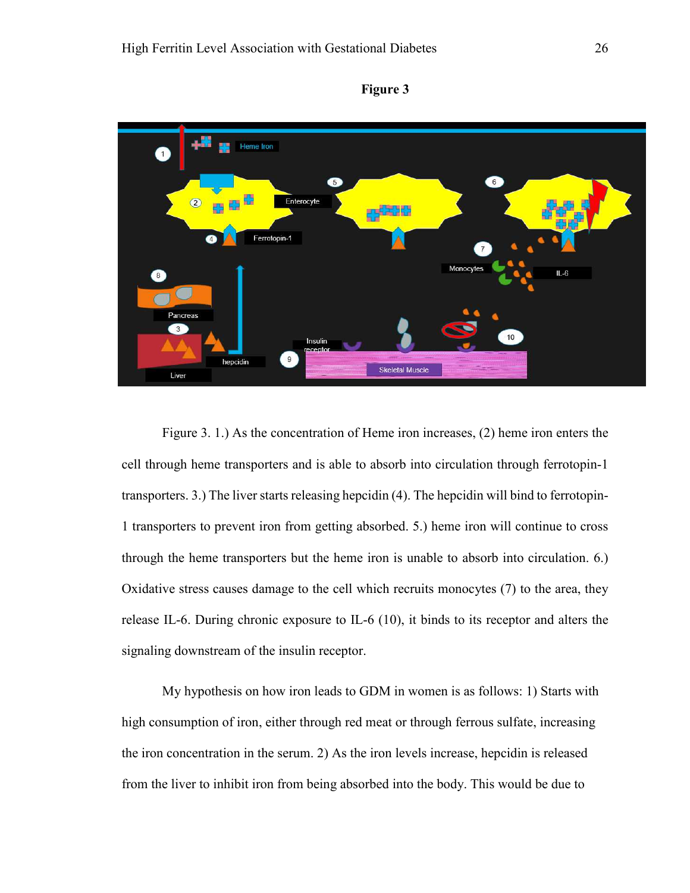**Figure 3**

Figure 3. 1.) As the concentration of Heme iron increases, (2) heme iron enters the cell through heme transporters and is able to absorb into circulation through ferrotopin-1 transporters. 3.) The liver starts releasing hepcidin (4). The hepcidin will bind to ferrotopin-1 transporters to prevent iron from getting absorbed. 5.) heme iron will continue to cross through the heme transporters but the heme iron is unable to absorb into circulation. 6.) Oxidative stress causes damage to the cell which recruits monocytes (7) to the area, they release IL-6. During chronic exposure to IL-6 (10), it binds to its receptor and alters the signaling downstream of the insulin receptor.

My hypothesis on how iron leads to GDM in women is as follows: 1) Starts with high consumption of iron, either through red meat or through ferrous sulfate, increasing the iron concentration in the serum. 2) As the iron levels increase, hepcidin is released from the liver to inhibit iron from being absorbed into the body. This would be due to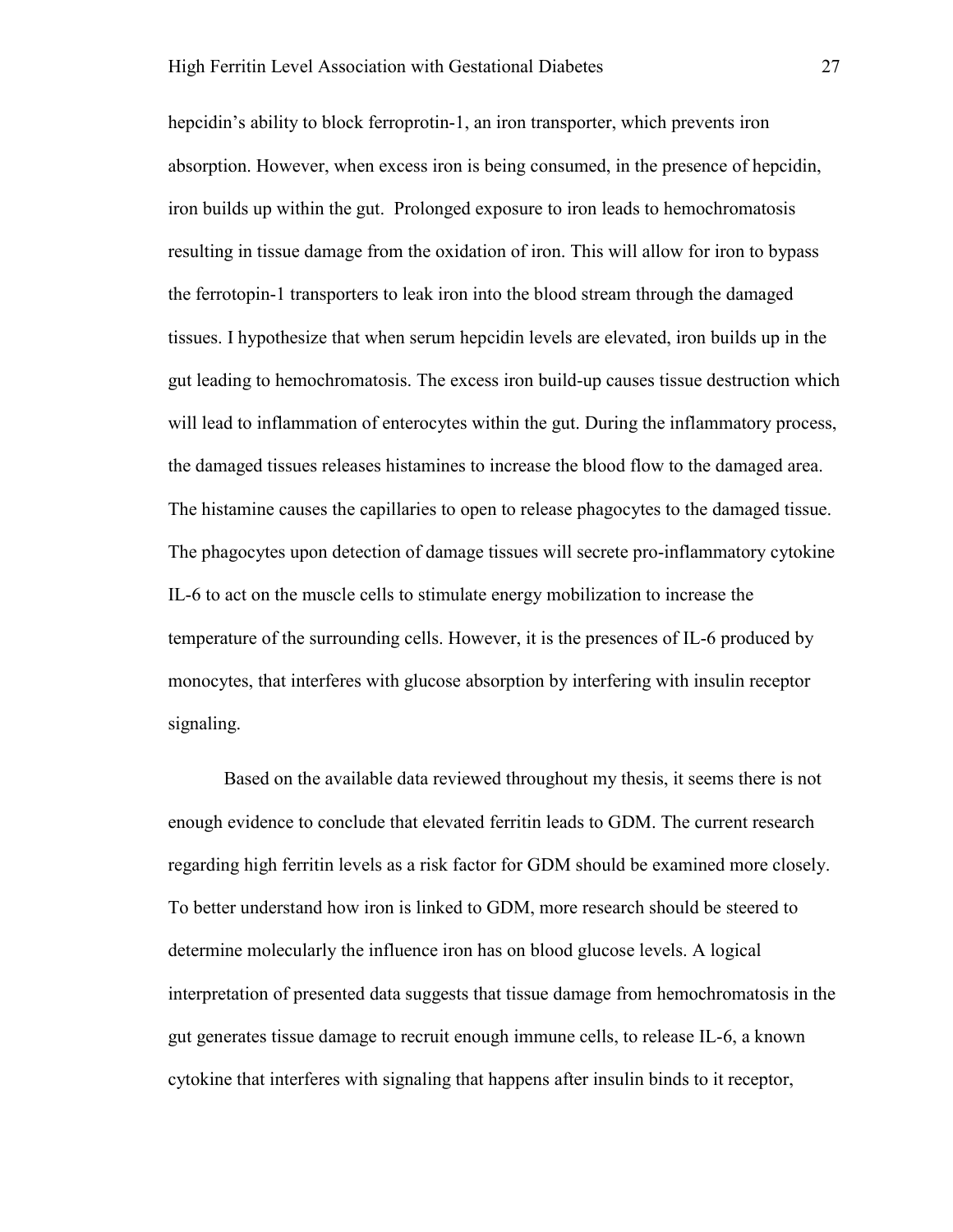hepcidin's ability to block ferroprotin-1, an iron transporter, which prevents iron absorption. However, when excess iron is being consumed, in the presence of hepcidin, iron builds up within the gut. Prolonged exposure to iron leads to hemochromatosis resulting in tissue damage from the oxidation of iron. This will allow for iron to bypass the ferrotopin-1 transporters to leak iron into the blood stream through the damaged tissues. I hypothesize that when serum hepcidin levels are elevated, iron builds up in the gut leading to hemochromatosis. The excess iron build-up causes tissue destruction which will lead to inflammation of enterocytes within the gut. During the inflammatory process, the damaged tissues releases histamines to increase the blood flow to the damaged area. The histamine causes the capillaries to open to release phagocytes to the damaged tissue. The phagocytes upon detection of damage tissues will secrete pro-inflammatory cytokine IL-6 to act on the muscle cells to stimulate energy mobilization to increase the temperature of the surrounding cells. However, it is the presences of IL-6 produced by monocytes, that interferes with glucose absorption by interfering with insulin receptor signaling.

Based on the available data reviewed throughout my thesis, it seems there is not enough evidence to conclude that elevated ferritin leads to GDM. The current research regarding high ferritin levels as a risk factor for GDM should be examined more closely. To better understand how iron is linked to GDM, more research should be steered to determine molecularly the influence iron has on blood glucose levels. A logical interpretation of presented data suggests that tissue damage from hemochromatosis in the gut generates tissue damage to recruit enough immune cells, to release IL-6, a known cytokine that interferes with signaling that happens after insulin binds to it receptor,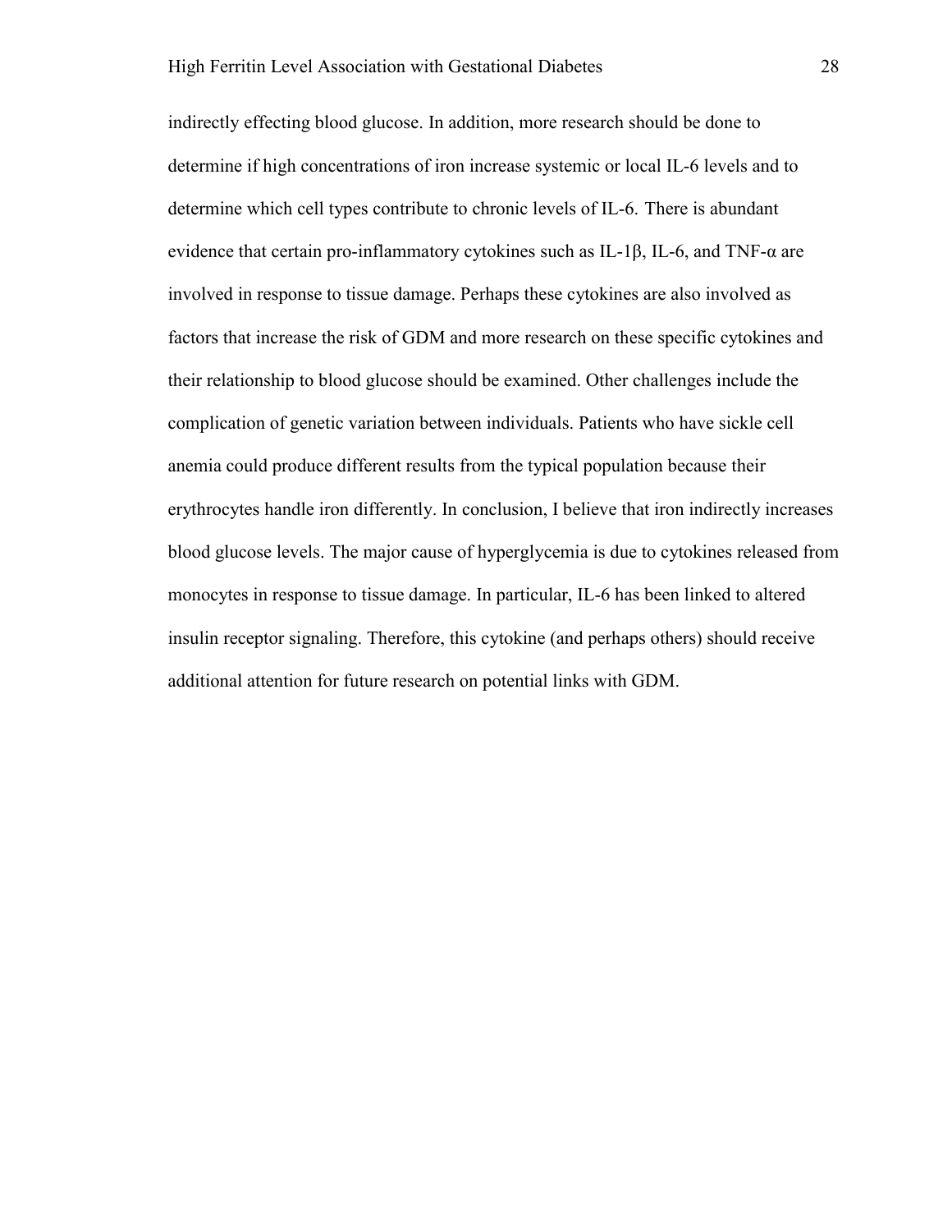indirectly effecting blood glucose. In addition, more research should be done to determine if high concentrations of iron increase systemic or local IL-6 levels and to determine which cell types contribute to chronic levels of IL-6. There is abundant evidence that certain pro-inflammatory cytokines such as IL-1β, IL-6, and TNF-α are involved in response to tissue damage. Perhaps these cytokines are also involved as factors that increase the risk of GDM and more research on these specific cytokines and their relationship to blood glucose should be examined. Other challenges include the complication of genetic variation between individuals. Patients who have sickle cell anemia could produce different results from the typical population because their erythrocytes handle iron differently. In conclusion, I believe that iron indirectly increases blood glucose levels. The major cause of hyperglycemia is due to cytokines released from monocytes in response to tissue damage. In particular, IL-6 has been linked to altered insulin receptor signaling. Therefore, this cytokine (and perhaps others) should receive additional attention for future research on potential links with GDM.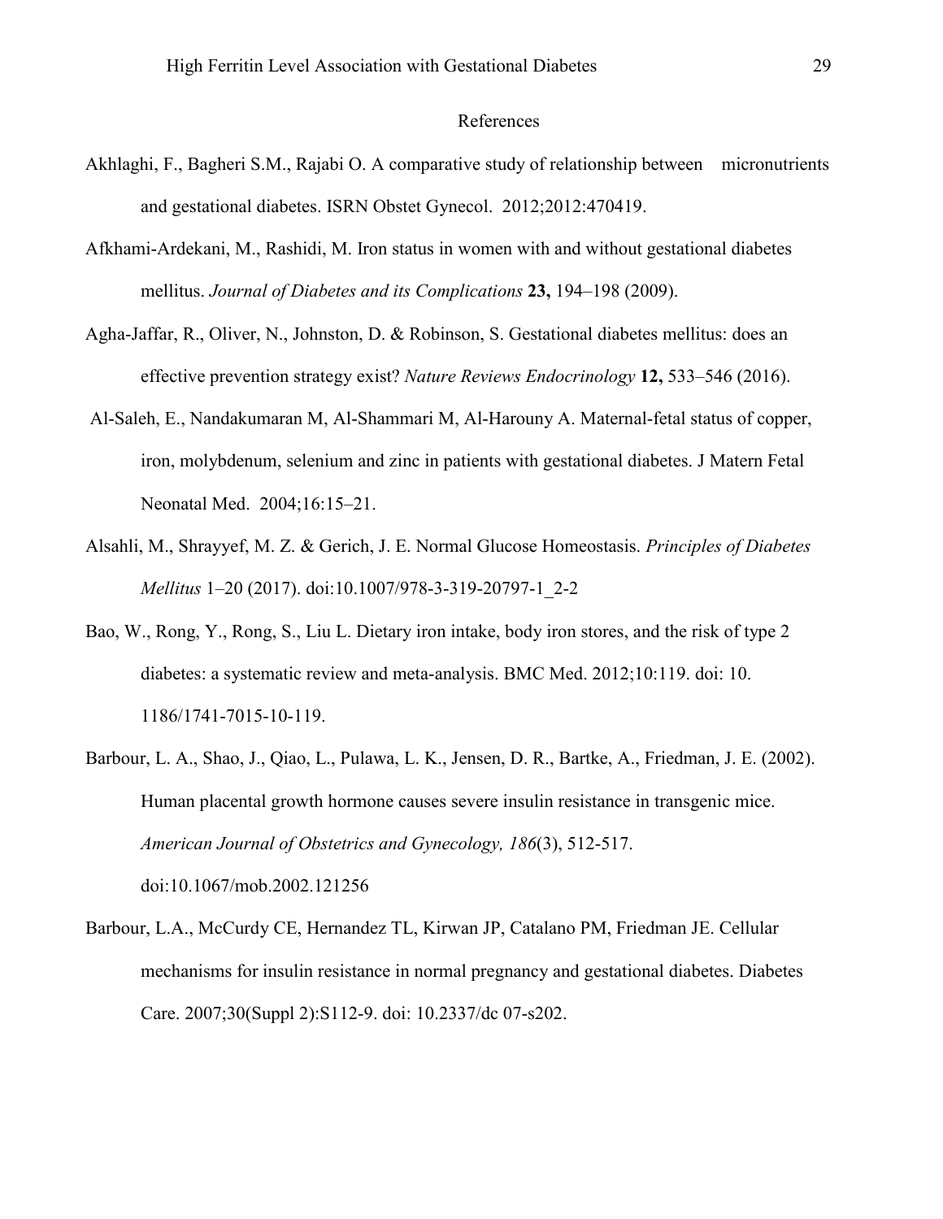# References

Akhlaghi, F., Bagheri S.M., Rajabi O. A comparative study of relationship between micronutrients and gestational diabetes. ISRN Obstet Gynecol. 2012;2012:470419.

Afkhami-Ardekani, M., Rashidi, M. Iron status in women with and without gestational diabetes mellitus. *Journal of Diabetes and its Complications* **23,** 194–198 (2009).

Agha-Jaffar, R., Oliver, N., Johnston, D. & Robinson, S. Gestational diabetes mellitus: does an effective prevention strategy exist? *Nature Reviews Endocrinology* **12,** 533–546 (2016).

Al-Saleh, E., Nandakumaran M, Al-Shammari M, Al-Harouny A. Maternal-fetal status of copper, iron, molybdenum, selenium and zinc in patients with gestational diabetes. J Matern Fetal Neonatal Med. 2004;16:15–21.

Alsahli, M., Shrayyef, M. Z. & Gerich, J. E. Normal Glucose Homeostasis. *Principles of Diabetes Mellitus* 1–20 (2017). doi:10.1007/978-3-319-20797-1_2-2

Bao, W., Rong, Y., Rong, S., Liu L. Dietary iron intake, body iron stores, and the risk of type 2 diabetes: a systematic review and meta-analysis. BMC Med. 2012;10:119. doi: 10. 1186/1741-7015-10-119.

Barbour, L. A., Shao, J., Qiao, L., Pulawa, L. K., Jensen, D. R., Bartke, A., Friedman, J. E. (2002). Human placental growth hormone causes severe insulin resistance in transgenic mice. *American Journal of Obstetrics and Gynecology, 186*(3), 512-517. doi:10.1067/mob.2002.121256

Barbour, L.A., McCurdy CE, Hernandez TL, Kirwan JP, Catalano PM, Friedman JE. Cellular mechanisms for insulin resistance in normal pregnancy and gestational diabetes. Diabetes Care. 2007;30(Suppl 2):S112-9. doi: 10.2337/dc 07-s202.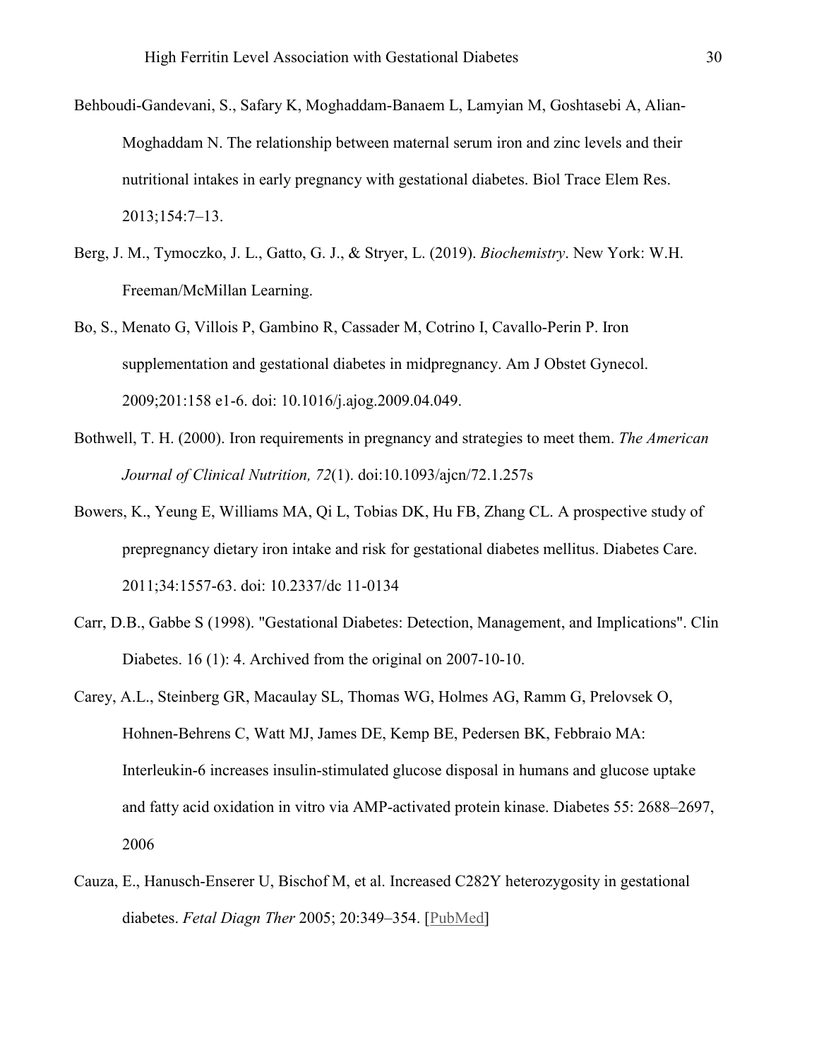Behboudi-Gandevani, S., Safary K, Moghaddam-Banaem L, Lamyian M, Goshtasebi A, Alian-Moghaddam N. The relationship between maternal serum iron and zinc levels and their nutritional intakes in early pregnancy with gestational diabetes. Biol Trace Elem Res. 2013;154:7–13.

Berg, J. M., Tymoczko, J. L., Gatto, G. J., & Stryer, L. (2019). *Biochemistry*. New York: W.H. Freeman/McMillan Learning.

Bo, S., Menato G, Villois P, Gambino R, Cassader M, Cotrino I, Cavallo-Perin P. Iron supplementation and gestational diabetes in midpregnancy. Am J Obstet Gynecol. 2009;201:158 e1-6. doi: 10.1016/j.ajog.2009.04.049.

Bothwell, T. H. (2000). Iron requirements in pregnancy and strategies to meet them. *The American Journal of Clinical Nutrition, 72*(1). doi:10.1093/ajcn/72.1.257s

Bowers, K., Yeung E, Williams MA, Qi L, Tobias DK, Hu FB, Zhang CL. A prospective study of prepregnancy dietary iron intake and risk for gestational diabetes mellitus. Diabetes Care. 2011;34:1557-63. doi: 10.2337/dc 11-0134

Carr, D.B., Gabbe S (1998). "Gestational Diabetes: Detection, Management, and Implications". Clin Diabetes. 16 (1): 4. Archived from the original on 2007-10-10.

Carey, A.L., Steinberg GR, Macaulay SL, Thomas WG, Holmes AG, Ramm G, Prelovsek O, Hohnen-Behrens C, Watt MJ, James DE, Kemp BE, Pedersen BK, Febbraio MA: Interleukin-6 increases insulin-stimulated glucose disposal in humans and glucose uptake and fatty acid oxidation in vitro via AMP-activated protein kinase. Diabetes 55: 2688–2697, 2006

Cauza, E., Hanusch-Enserer U, Bischof M, et al. Increased C282Y heterozygosity in gestational diabetes. *Fetal Diagn Ther* 2005; 20:349–354. [PubMed]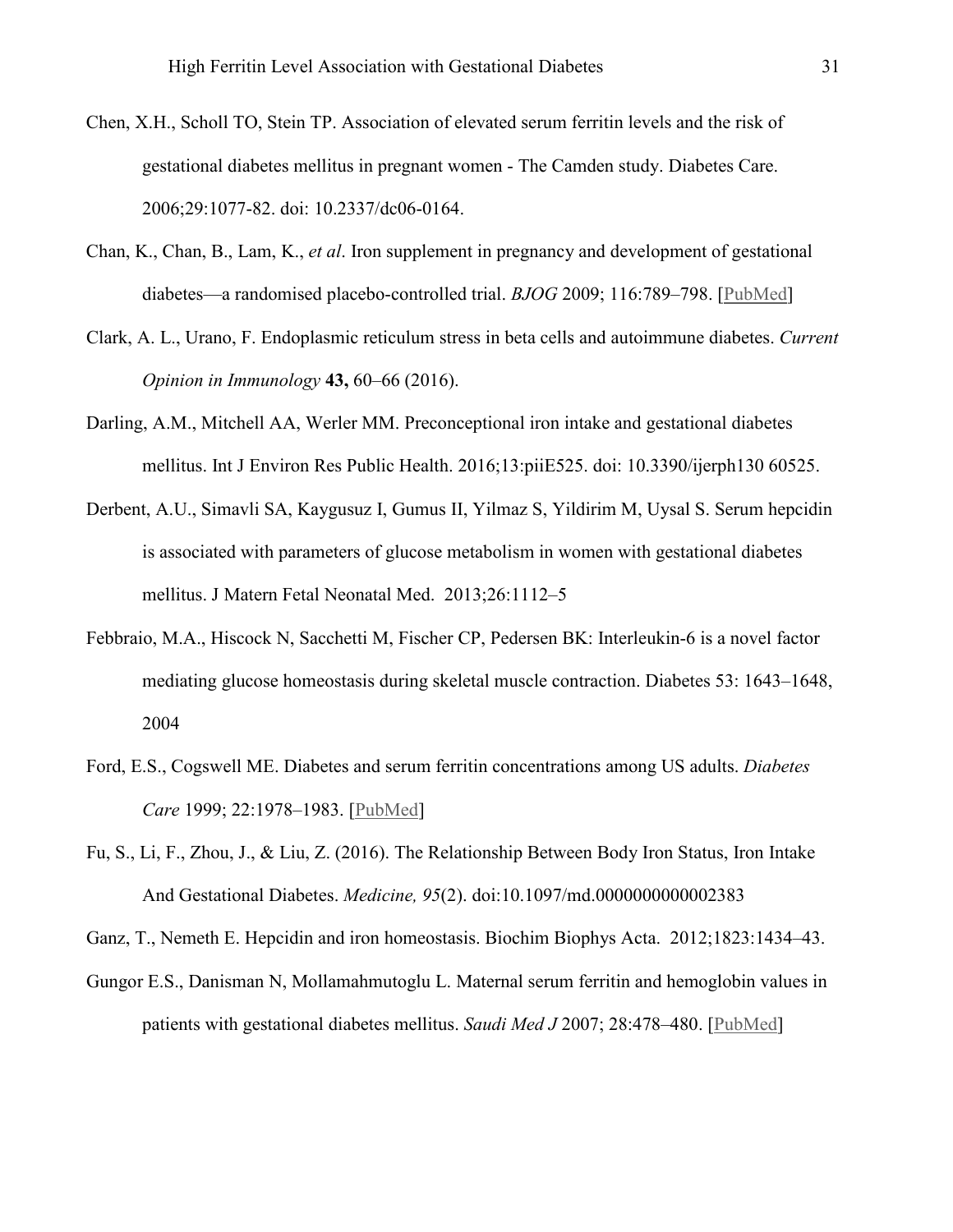Chen, X.H., Scholl TO, Stein TP. Association of elevated serum ferritin levels and the risk of gestational diabetes mellitus in pregnant women - The Camden study. Diabetes Care. 2006;29:1077-82. doi: 10.2337/dc06-0164.

Chan, K., Chan, B., Lam, K., *et al*. Iron supplement in pregnancy and development of gestational diabetes—a randomised placebo-controlled trial. *BJOG* 2009; 116:789–798. [PubMed]

Clark, A. L., Urano, F. Endoplasmic reticulum stress in beta cells and autoimmune diabetes. *Current Opinion in Immunology* **43,** 60–66 (2016).

Darling, A.M., Mitchell AA, Werler MM. Preconceptional iron intake and gestational diabetes mellitus. Int J Environ Res Public Health. 2016;13:piiE525. doi: 10.3390/ijerph130 60525.

Derbent, A.U., Simavli SA, Kaygusuz I, Gumus II, Yilmaz S, Yildirim M, Uysal S. Serum hepcidin is associated with parameters of glucose metabolism in women with gestational diabetes mellitus. J Matern Fetal Neonatal Med. 2013;26:1112–5

Febbraio, M.A., Hiscock N, Sacchetti M, Fischer CP, Pedersen BK: Interleukin-6 is a novel factor mediating glucose homeostasis during skeletal muscle contraction. Diabetes 53: 1643–1648, 2004

Ford, E.S., Cogswell ME. Diabetes and serum ferritin concentrations among US adults. *Diabetes Care* 1999; 22:1978–1983. [PubMed]

Fu, S., Li, F., Zhou, J., & Liu, Z. (2016). The Relationship Between Body Iron Status, Iron Intake And Gestational Diabetes. *Medicine, 95*(2). doi:10.1097/md.0000000000002383

Ganz, T., Nemeth E. Hepcidin and iron homeostasis. Biochim Biophys Acta. 2012;1823:1434–43.

Gungor E.S., Danisman N, Mollamahmutoglu L. Maternal serum ferritin and hemoglobin values in patients with gestational diabetes mellitus. *Saudi Med J* 2007; 28:478–480. [PubMed]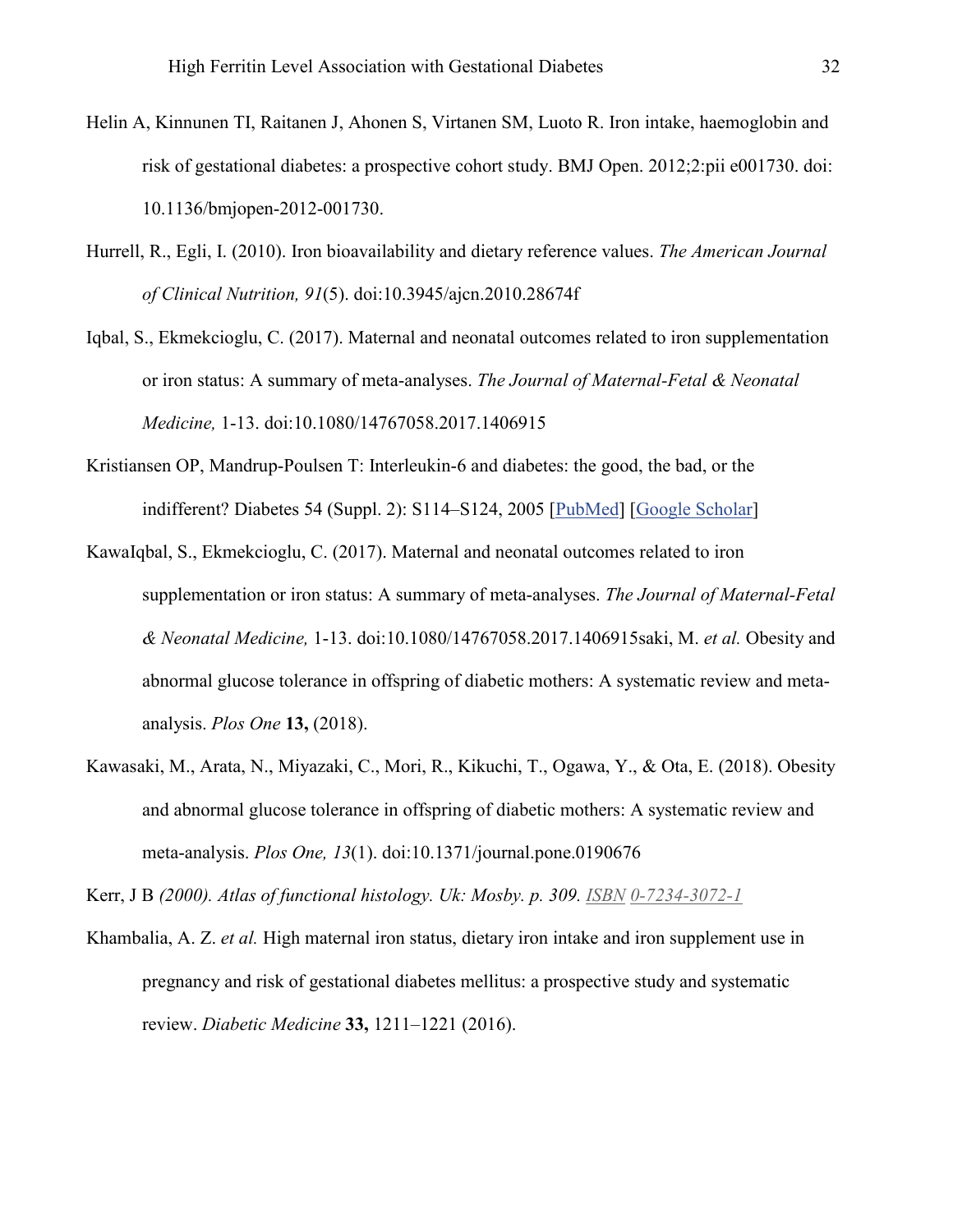Helin A, Kinnunen TI, Raitanen J, Ahonen S, Virtanen SM, Luoto R. Iron intake, haemoglobin and risk of gestational diabetes: a prospective cohort study. BMJ Open. 2012;2:pii e001730. doi: 10.1136/bmjopen-2012-001730.

Hurrell, R., Egli, I. (2010). Iron bioavailability and dietary reference values. *The American Journal of Clinical Nutrition, 91*(5). doi:10.3945/ajcn.2010.28674f

Iqbal, S., Ekmekcioglu, C. (2017). Maternal and neonatal outcomes related to iron supplementation or iron status: A summary of meta-analyses. *The Journal of Maternal-Fetal & Neonatal Medicine,* 1-13. doi:10.1080/14767058.2017.1406915

Kristiansen OP, Mandrup-Poulsen T: Interleukin-6 and diabetes: the good, the bad, or the indifferent? Diabetes 54 (Suppl. 2): S114–S124, 2005 [PubMed] [Google Scholar]

KawaIqbal, S., Ekmekcioglu, C. (2017). Maternal and neonatal outcomes related to iron supplementation or iron status: A summary of meta-analyses. *The Journal of Maternal-Fetal & Neonatal Medicine,* 1-13. doi:10.1080/14767058.2017.1406915saki, M. *et al.* Obesity and abnormal glucose tolerance in offspring of diabetic mothers: A systematic review and meta-analysis. *Plos One* **13,** (2018).

Kawasaki, M., Arata, N., Miyazaki, C., Mori, R., Kikuchi, T., Ogawa, Y., & Ota, E. (2018). Obesity and abnormal glucose tolerance in offspring of diabetic mothers: A systematic review and meta-analysis. *Plos One, 13*(1). doi:10.1371/journal.pone.0190676

Kerr, J B *(2000). Atlas of functional histology. Uk: Mosby. p. 309. ISBN 0-7234-3072-1*

Khambalia, A. Z. *et al.* High maternal iron status, dietary iron intake and iron supplement use in pregnancy and risk of gestational diabetes mellitus: a prospective study and systematic review. *Diabetic Medicine* **33,** 1211–1221 (2016).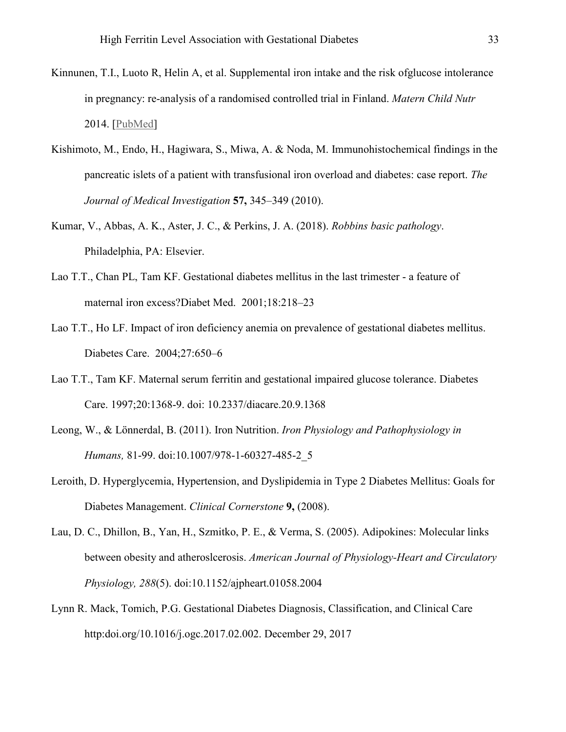Kinnunen, T.I., Luoto R, Helin A, et al. Supplemental iron intake and the risk ofglucose intolerance in pregnancy: re-analysis of a randomised controlled trial in Finland. *Matern Child Nutr* 2014. [PubMed]

Kishimoto, M., Endo, H., Hagiwara, S., Miwa, A. & Noda, M. Immunohistochemical findings in the pancreatic islets of a patient with transfusional iron overload and diabetes: case report. *The Journal of Medical Investigation* **57,** 345–349 (2010).

Kumar, V., Abbas, A. K., Aster, J. C., & Perkins, J. A. (2018). *Robbins basic pathology*. Philadelphia, PA: Elsevier.

Lao T.T., Chan PL, Tam KF. Gestational diabetes mellitus in the last trimester - a feature of maternal iron excess?Diabet Med. 2001;18:218–23

Lao T.T., Ho LF. Impact of iron deficiency anemia on prevalence of gestational diabetes mellitus. Diabetes Care. 2004;27:650–6

Lao T.T., Tam KF. Maternal serum ferritin and gestational impaired glucose tolerance. Diabetes Care. 1997;20:1368-9. doi: 10.2337/diacare.20.9.1368

Leong, W., & Lönnerdal, B. (2011). Iron Nutrition. *Iron Physiology and Pathophysiology in Humans,* 81-99. doi:10.1007/978-1-60327-485-2_5

Leroith, D. Hyperglycemia, Hypertension, and Dyslipidemia in Type 2 Diabetes Mellitus: Goals for Diabetes Management. *Clinical Cornerstone* **9,** (2008).

Lau, D. C., Dhillon, B., Yan, H., Szmitko, P. E., & Verma, S. (2005). Adipokines: Molecular links between obesity and atheroslcerosis. *American Journal of Physiology-Heart and Circulatory Physiology, 288*(5). doi:10.1152/ajpheart.01058.2004

Lynn R. Mack, Tomich, P.G. Gestational Diabetes Diagnosis, Classification, and Clinical Care http:doi.org/10.1016/j.ogc.2017.02.002. December 29, 2017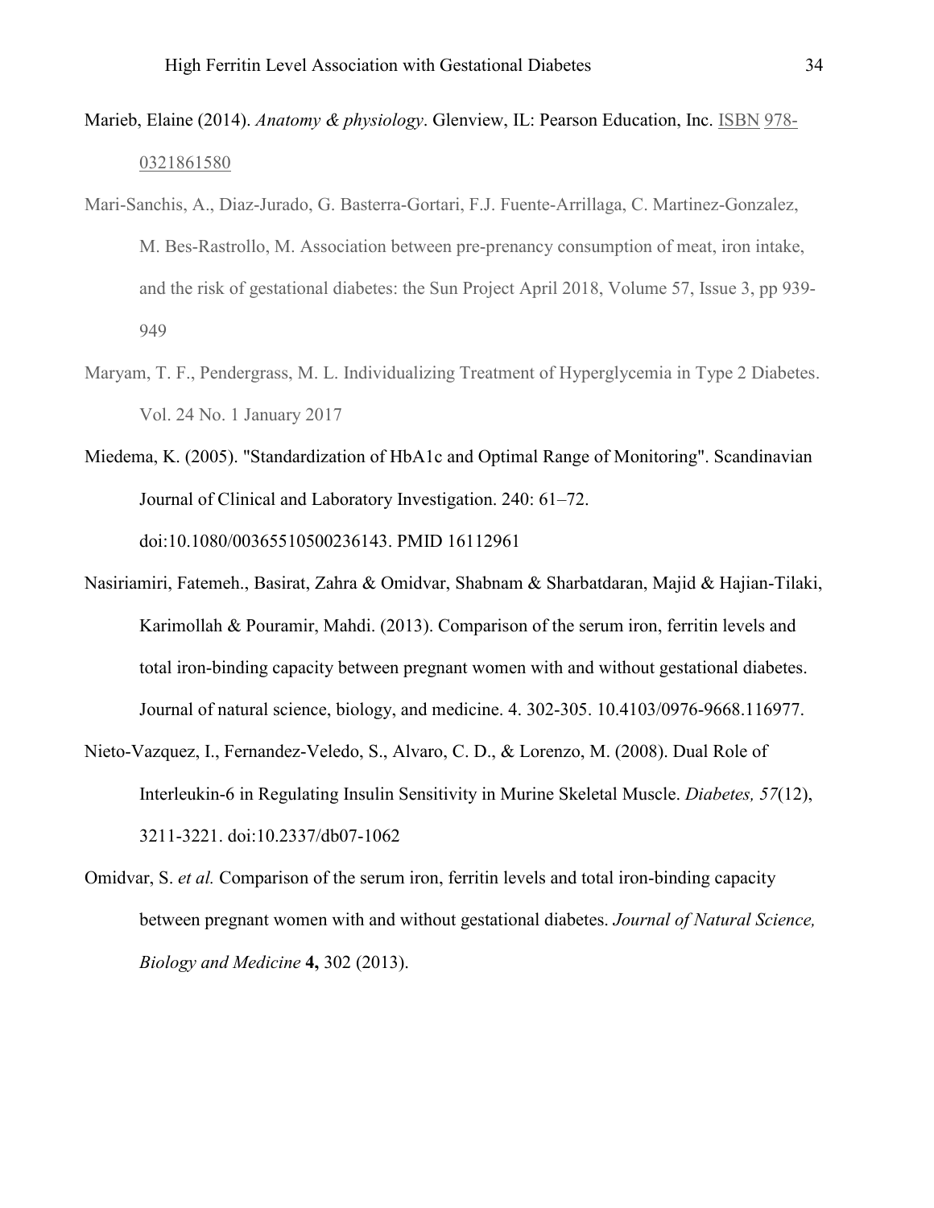Marieb, Elaine (2014). *Anatomy & physiology*. Glenview, IL: Pearson Education, Inc. ISBN 978-0321861580

Mari-Sanchis, A., Diaz-Jurado, G. Basterra-Gortari, F.J. Fuente-Arrillaga, C. Martinez-Gonzalez, M. Bes-Rastrollo, M. Association between pre-prenancy consumption of meat, iron intake, and the risk of gestational diabetes: the Sun Project April 2018, Volume 57, Issue 3, pp 939-949

Maryam, T. F., Pendergrass, M. L. Individualizing Treatment of Hyperglycemia in Type 2 Diabetes. Vol. 24 No. 1 January 2017

Miedema, K. (2005). "Standardization of HbA1c and Optimal Range of Monitoring". Scandinavian Journal of Clinical and Laboratory Investigation. 240: 61–72. doi:10.1080/00365510500236143. PMID 16112961

Nasiriamiri, Fatemeh., Basirat, Zahra & Omidvar, Shabnam & Sharbatdaran, Majid & Hajian-Tilaki, Karimollah & Pouramir, Mahdi. (2013). Comparison of the serum iron, ferritin levels and total iron-binding capacity between pregnant women with and without gestational diabetes. Journal of natural science, biology, and medicine. 4. 302-305. 10.4103/0976-9668.116977.

Nieto-Vazquez, I., Fernandez-Veledo, S., Alvaro, C. D., & Lorenzo, M. (2008). Dual Role of Interleukin-6 in Regulating Insulin Sensitivity in Murine Skeletal Muscle. *Diabetes, 57*(12), 3211-3221. doi:10.2337/db07-1062

Omidvar, S. *et al.* Comparison of the serum iron, ferritin levels and total iron-binding capacity between pregnant women with and without gestational diabetes. *Journal of Natural Science, Biology and Medicine* **4,** 302 (2013).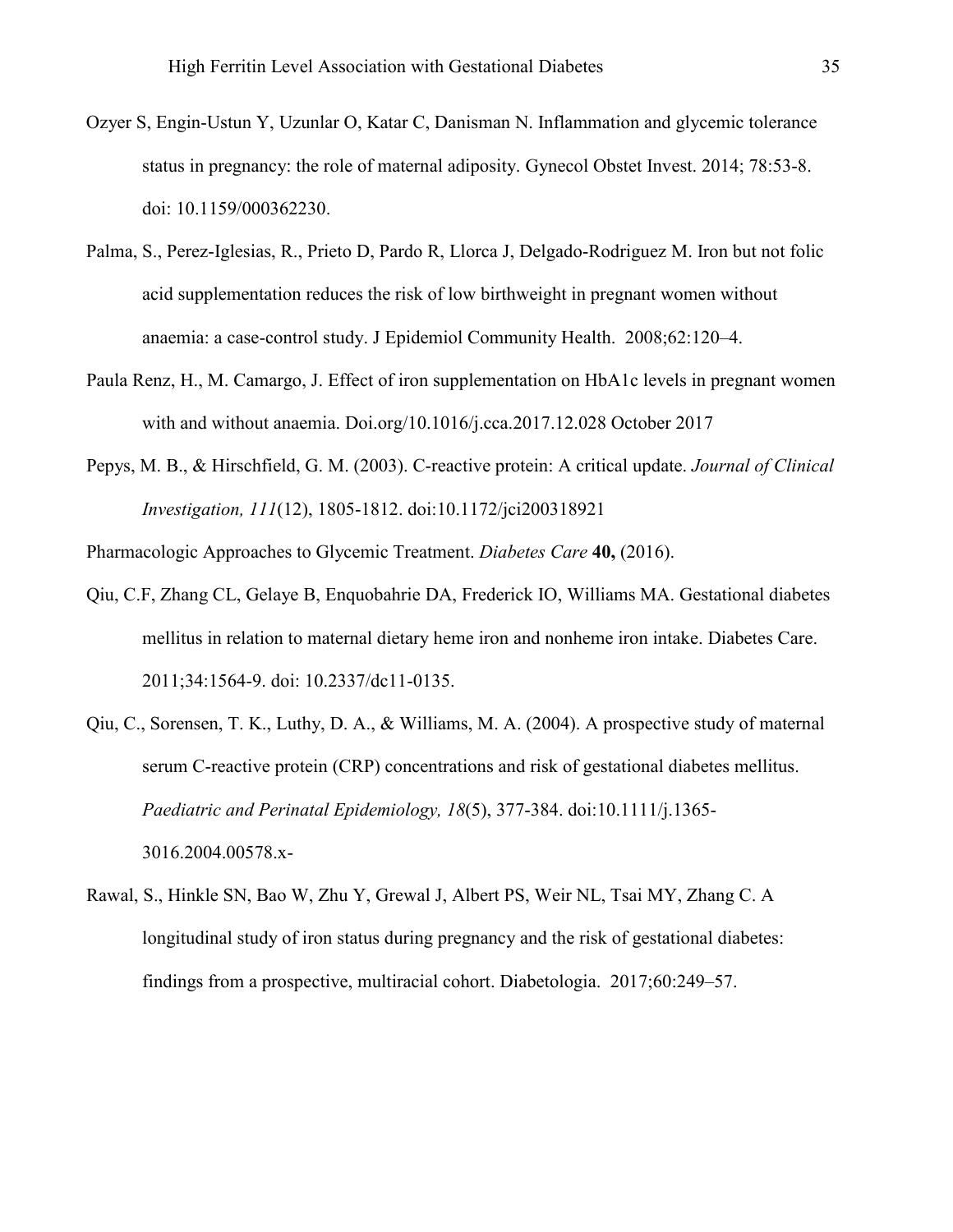Ozyer S, Engin-Ustun Y, Uzunlar O, Katar C, Danisman N. Inflammation and glycemic tolerance status in pregnancy: the role of maternal adiposity. Gynecol Obstet Invest. 2014; 78:53-8. doi: 10.1159/000362230.

Palma, S., Perez-Iglesias, R., Prieto D, Pardo R, Llorca J, Delgado-Rodriguez M. Iron but not folic acid supplementation reduces the risk of low birthweight in pregnant women without anaemia: a case-control study. J Epidemiol Community Health. 2008;62:120–4.

Paula Renz, H., M. Camargo, J. Effect of iron supplementation on HbA1c levels in pregnant women with and without anaemia. Doi.org/10.1016/j.cca.2017.12.028 October 2017

Pepys, M. B., & Hirschfield, G. M. (2003). C-reactive protein: A critical update. *Journal of Clinical Investigation, 111*(12), 1805-1812. doi:10.1172/jci200318921

Pharmacologic Approaches to Glycemic Treatment. *Diabetes Care* **40,** (2016).

Qiu, C.F, Zhang CL, Gelaye B, Enquobahrie DA, Frederick IO, Williams MA. Gestational diabetes mellitus in relation to maternal dietary heme iron and nonheme iron intake. Diabetes Care. 2011;34:1564-9. doi: 10.2337/dc11-0135.

Qiu, C., Sorensen, T. K., Luthy, D. A., & Williams, M. A. (2004). A prospective study of maternal serum C-reactive protein (CRP) concentrations and risk of gestational diabetes mellitus. *Paediatric and Perinatal Epidemiology, 18*(5), 377-384. doi:10.1111/j.1365-3016.2004.00578.x-

Rawal, S., Hinkle SN, Bao W, Zhu Y, Grewal J, Albert PS, Weir NL, Tsai MY, Zhang C. A longitudinal study of iron status during pregnancy and the risk of gestational diabetes: findings from a prospective, multiracial cohort. Diabetologia. 2017;60:249–57.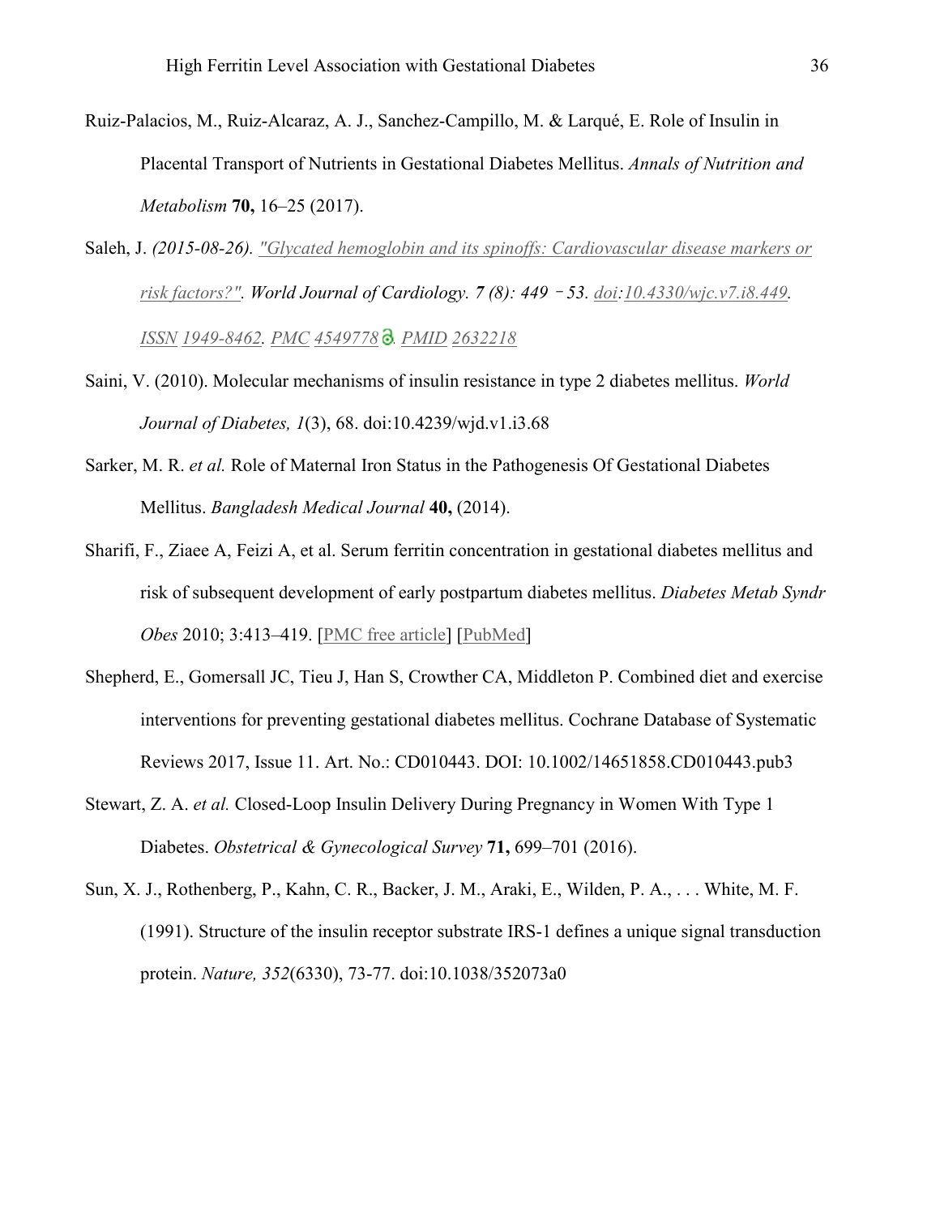Ruiz-Palacios, M., Ruiz-Alcaraz, A. J., Sanchez-Campillo, M. & Larqué, E. Role of Insulin in Placental Transport of Nutrients in Gestational Diabetes Mellitus. *Annals of Nutrition and Metabolism* **70,** 16–25 (2017).

Saleh, J. *(2015-08-26). "Glycated hemoglobin and its spinoffs: Cardiovascular disease markers or risk factors?". World Journal of Cardiology. 7 (8): 449 – 53. doi:10.4330/wjc.v7.i8.449. ISSN 1949-8462. PMC 4549778. PMID 2632218*

Saini, V. (2010). Molecular mechanisms of insulin resistance in type 2 diabetes mellitus. *World Journal of Diabetes, 1*(3), 68. doi:10.4239/wjd.v1.i3.68

Sarker, M. R. *et al.* Role of Maternal Iron Status in the Pathogenesis Of Gestational Diabetes Mellitus. *Bangladesh Medical Journal* **40,** (2014).

Sharifi, F., Ziaee A, Feizi A, et al. Serum ferritin concentration in gestational diabetes mellitus and risk of subsequent development of early postpartum diabetes mellitus. *Diabetes Metab Syndr Obes* 2010; 3:413–419. [PMC free article] [PubMed]

Shepherd, E., Gomersall JC, Tieu J, Han S, Crowther CA, Middleton P. Combined diet and exercise interventions for preventing gestational diabetes mellitus. Cochrane Database of Systematic Reviews 2017, Issue 11. Art. No.: CD010443. DOI: 10.1002/14651858.CD010443.pub3

Stewart, Z. A. *et al.* Closed-Loop Insulin Delivery During Pregnancy in Women With Type 1 Diabetes. *Obstetrical & Gynecological Survey* **71,** 699–701 (2016).

Sun, X. J., Rothenberg, P., Kahn, C. R., Backer, J. M., Araki, E., Wilden, P. A., . . . White, M. F. (1991). Structure of the insulin receptor substrate IRS-1 defines a unique signal transduction protein. *Nature, 352*(6330), 73-77. doi:10.1038/352073a0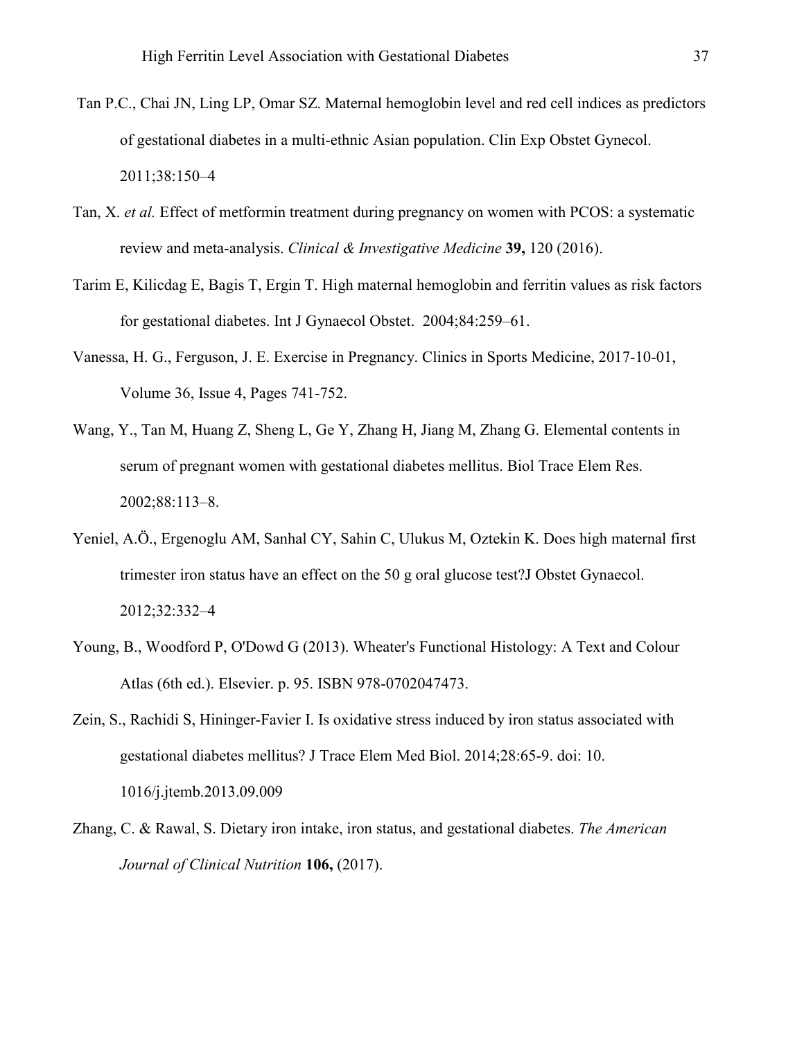Tan P.C., Chai JN, Ling LP, Omar SZ. Maternal hemoglobin level and red cell indices as predictors of gestational diabetes in a multi-ethnic Asian population. Clin Exp Obstet Gynecol. 2011;38:150–4

Tan, X. *et al.* Effect of metformin treatment during pregnancy on women with PCOS: a systematic review and meta-analysis. *Clinical & Investigative Medicine* **39,** 120 (2016).

Tarim E, Kilicdag E, Bagis T, Ergin T. High maternal hemoglobin and ferritin values as risk factors for gestational diabetes. Int J Gynaecol Obstet. 2004;84:259–61.

Vanessa, H. G., Ferguson, J. E. Exercise in Pregnancy. Clinics in Sports Medicine, 2017-10-01, Volume 36, Issue 4, Pages 741-752.

Wang, Y., Tan M, Huang Z, Sheng L, Ge Y, Zhang H, Jiang M, Zhang G. Elemental contents in serum of pregnant women with gestational diabetes mellitus. Biol Trace Elem Res. 2002;88:113–8.

Yeniel, A.Ö., Ergenoglu AM, Sanhal CY, Sahin C, Ulukus M, Oztekin K. Does high maternal first trimester iron status have an effect on the 50 g oral glucose test?J Obstet Gynaecol. 2012;32:332–4

Young, B., Woodford P, O'Dowd G (2013). Wheater's Functional Histology: A Text and Colour Atlas (6th ed.). Elsevier. p. 95. ISBN 978-0702047473.

Zein, S., Rachidi S, Hininger-Favier I. Is oxidative stress induced by iron status associated with gestational diabetes mellitus? J Trace Elem Med Biol. 2014;28:65-9. doi: 10. 1016/j.jtemb.2013.09.009

Zhang, C. & Rawal, S. Dietary iron intake, iron status, and gestational diabetes. *The American Journal of Clinical Nutrition* **106,** (2017).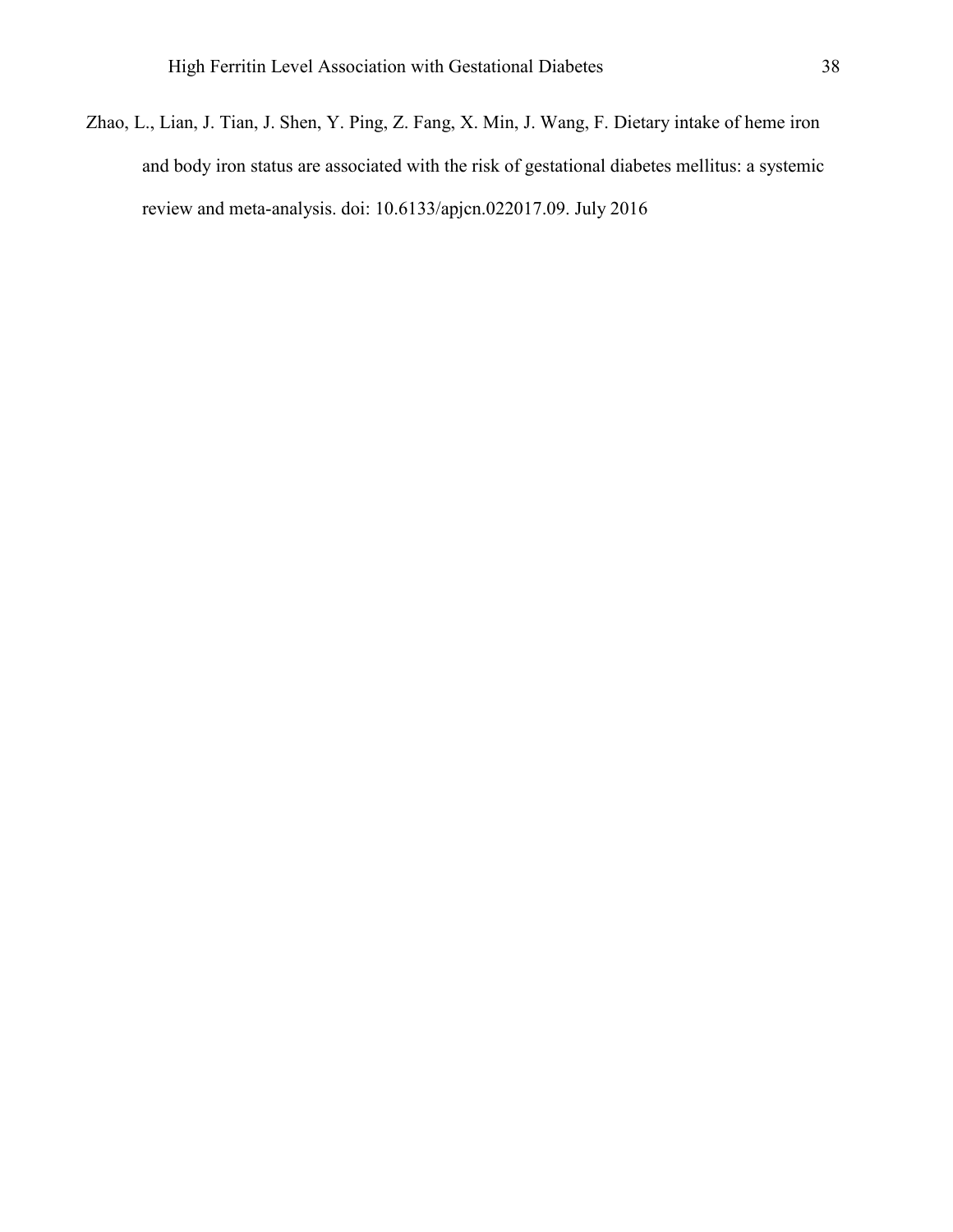Zhao, L., Lian, J. Tian, J. Shen, Y. Ping, Z. Fang, X. Min, J. Wang, F. Dietary intake of heme iron and body iron status are associated with the risk of gestational diabetes mellitus: a systemic review and meta-analysis. doi: 10.6133/apjcn.022017.09. July 2016